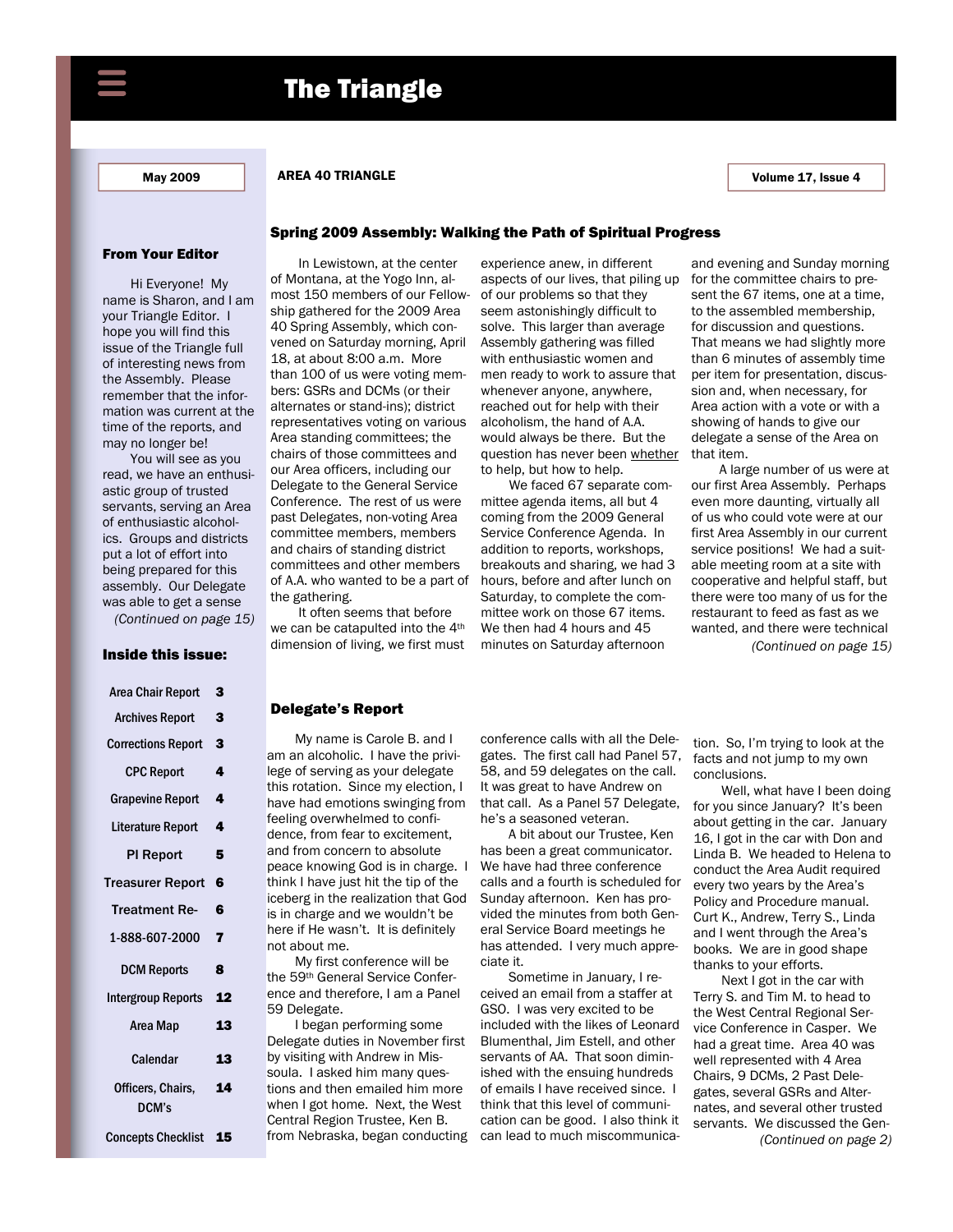# The Triangle

May 2009

AREA 40 TRIANGLE

Volume 17, Issue 4

## Spring 2009 Assembly: Walking the Path of Spiritual Progress

In Lewistown, at the center of Montana, at the Yogo Inn, almost 150 members of our Fellowship gathered for the 2009 Area 40 Spring Assembly, which convened on Saturday morning, April 18, at about 8:00 a.m. More than 100 of us were voting members: GSRs and DCMs (or their alternates or stand-ins); district representatives voting on various Area standing committees; the chairs of those committees and our Area officers, including our Delegate to the General Service Conference. The rest of us were past Delegates, non-voting Area committee members, members and chairs of standing district committees and other members of A.A. who wanted to be a part of the gathering.

It often seems that before we can be catapulted into the 4th dimension of living, we first must experience anew, in different aspects of our lives, that piling up of our problems so that they seem astonishingly difficult to solve. This larger than average Assembly gathering was filled with enthusiastic women and men ready to work to assure that whenever anyone, anywhere, reached out for help with their alcoholism, the hand of A.A. would always be there. But the question has never been whether to help, but how to help.

We faced 67 separate committee agenda items, all but 4 coming from the 2009 General Service Conference Agenda. In addition to reports, workshops, breakouts and sharing, we had 3 hours, before and after lunch on Saturday, to complete the committee work on those 67 items. We then had 4 hours and 45 minutes on Saturday afternoon and evening and Sunday morning for the committee chairs to present the 67 items, one at a time, to the assembled membership, for discussion and questions. That means we had slightly more than 6 minutes of assembly time per item for presentation, discussion and, when necessary, for Area action with a vote or with a showing of hands to give our delegate a sense of the Area on that item.

A large number of us were at our first Area Assembly. Perhaps even more daunting, virtually all of us who could vote were at our first Area Assembly in our current service positions! We had a suitable meeting room at a site with cooperative and helpful staff, but there were too many of us for the restaurant to feed as fast as we wanted, and there were technical

*(Continued on page 15)*

## Delegate's Report

My name is Carole B. and I am an alcoholic. I have the privilege of serving as your delegate this rotation. Since my election, I have had emotions swinging from feeling overwhelmed to confidence, from fear to excitement, and from concern to absolute peace knowing God is in charge. I think I have just hit the tip of the iceberg in the realization that God is in charge and we wouldn't be here if He wasn't. It is definitely not about me.

My first conference will be the 59th General Service Conference and therefore, I am a Panel 59 Delegate.

I began performing some Delegate duties in November first by visiting with Andrew in Missoula. I asked him many questions and then emailed him more when I got home. Next, the West Central Region Trustee, Ken B. from Nebraska, began conducting conference calls with all the Delegates. The first call had Panel 57, 58, and 59 delegates on the call. It was great to have Andrew on that call. As a Panel 57 Delegate, he's a seasoned veteran.

A bit about our Trustee, Ken has been a great communicator. We have had three conference calls and a fourth is scheduled for Sunday afternoon. Ken has provided the minutes from both General Service Board meetings he has attended. I very much appreciate it.

Sometime in January, I received an email from a staffer at GSO. I was very excited to be included with the likes of Leonard Blumenthal, Jim Estell, and other servants of AA. That soon diminished with the ensuing hundreds of emails I have received since. I think that this level of communication can be good. I also think it can lead to much miscommunication. So, I'm trying to look at the facts and not jump to my own conclusions.

Well, what have I been doing for you since January? It's been about getting in the car. January 16, I got in the car with Don and Linda B. We headed to Helena to conduct the Area Audit required every two years by the Area's Policy and Procedure manual. Curt K., Andrew, Terry S., Linda and I went through the Area's books. We are in good shape thanks to your efforts.

Next I got in the car with Terry S. and Tim M. to head to the West Central Regional Service Conference in Casper. We had a great time. Area 40 was well represented with 4 Area Chairs, 9 DCMs, 2 Past Delegates, several GSRs and Alternates, and several other trusted servants. We discussed the Gen-

*(Continued on page 2)*

### From Your Editor

Hi Everyone! My name is Sharon, and I am your Triangle Editor. I hope you will find this issue of the Triangle full of interesting news from the Assembly. Please remember that the information was current at the time of the reports, and may no longer be!

You will see as you read, we have an enthusiastic group of trusted servants, serving an Area of enthusiastic alcoholics. Groups and districts put a lot of effort into being prepared for this assembly. Our Delegate was able to get a sense

*(Continued on page 15)*

### Inside this issue:

| | |
|---|---|
| Area Chair Report | 3 |
| Archives Report | 3 |
| Corrections Report | 3 |
| CPC Report | 4 |
| Grapevine Report | 4 |
| Literature Report | 4 |
| PI Report | 5 |
| Treasurer Report | 6 |
| Treatment Re- | 6 |
| 1-888-607-2000 | 7 |
| DCM Reports | 8 |
| Intergroup Reports | 12 |
| Area Map | 13 |
| Calendar | 13 |
| Officers, Chairs, DCM's | 14 |
| Concepts Checklist | 15 |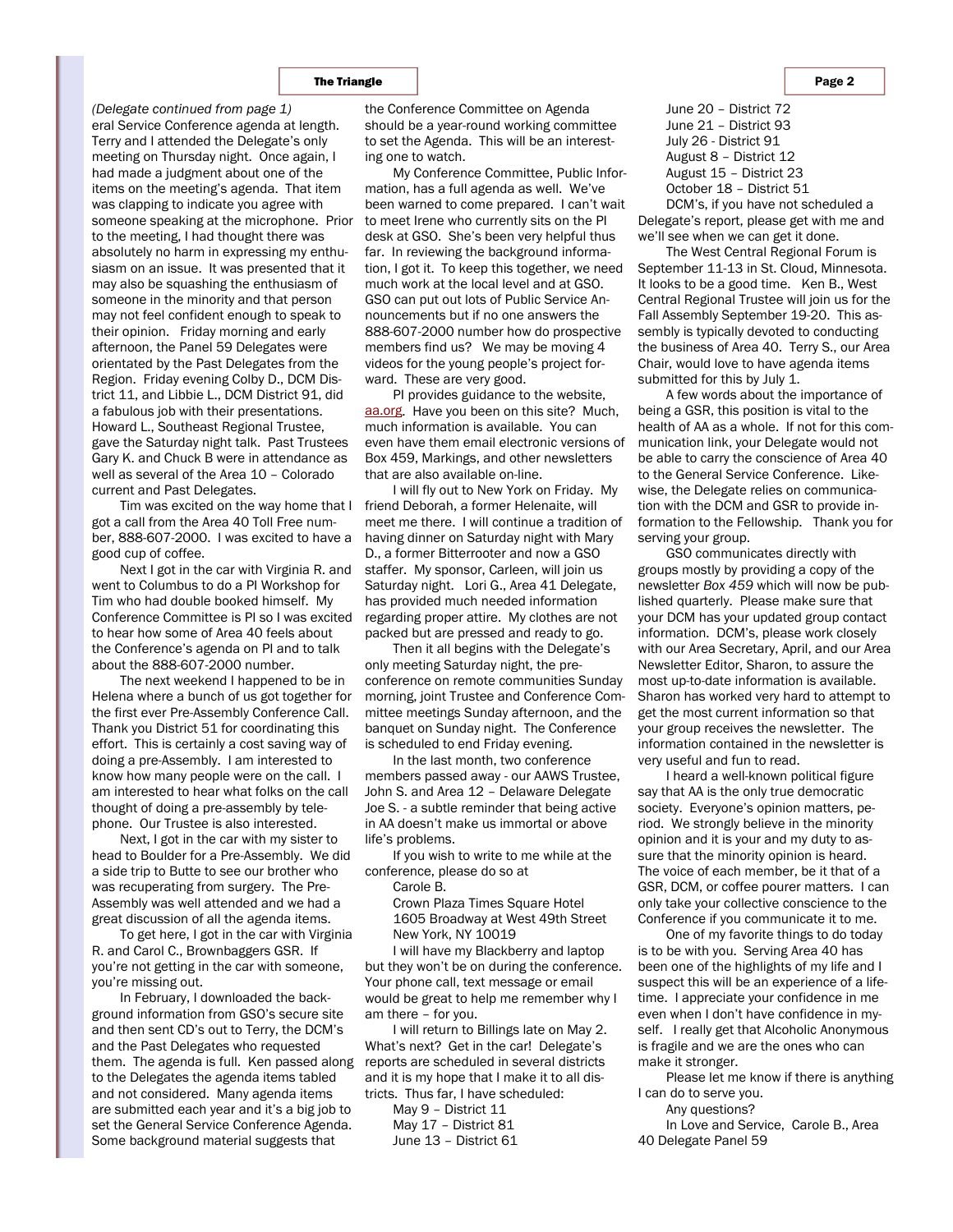*(Delegate continued from page 1)*

eral Service Conference agenda at length. Terry and I attended the Delegate's only meeting on Thursday night. Once again, I had made a judgment about one of the items on the meeting's agenda. That item was clapping to indicate you agree with someone speaking at the microphone. Prior to the meeting, I had thought there was absolutely no harm in expressing my enthusiasm on an issue. It was presented that it may also be squashing the enthusiasm of someone in the minority and that person may not feel confident enough to speak to their opinion. Friday morning and early afternoon, the Panel 59 Delegates were orientated by the Past Delegates from the Region. Friday evening Colby D., DCM District 11, and Libbie L., DCM District 91, did a fabulous job with their presentations. Howard L., Southeast Regional Trustee, gave the Saturday night talk. Past Trustees Gary K. and Chuck B were in attendance as well as several of the Area 10 – Colorado current and Past Delegates.

Tim was excited on the way home that I got a call from the Area 40 Toll Free number, 888-607-2000. I was excited to have a good cup of coffee.

Next I got in the car with Virginia R. and went to Columbus to do a PI Workshop for Tim who had double booked himself. My Conference Committee is PI so I was excited to hear how some of Area 40 feels about the Conference's agenda on PI and to talk about the 888-607-2000 number.

The next weekend I happened to be in Helena where a bunch of us got together for the first ever Pre-Assembly Conference Call. Thank you District 51 for coordinating this effort. This is certainly a cost saving way of doing a pre-Assembly. I am interested to know how many people were on the call. I am interested to hear what folks on the call thought of doing a pre-assembly by telephone. Our Trustee is also interested.

Next, I got in the car with my sister to head to Boulder for a Pre-Assembly. We did a side trip to Butte to see our brother who was recuperating from surgery. The Pre-Assembly was well attended and we had a great discussion of all the agenda items.

To get here, I got in the car with Virginia R. and Carol C., Brownbaggers GSR. If you're not getting in the car with someone, you're missing out.

In February, I downloaded the background information from GSO's secure site and then sent CD's out to Terry, the DCM's and the Past Delegates who requested them. The agenda is full. Ken passed along to the Delegates the agenda items tabled and not considered. Many agenda items are submitted each year and it's a big job to set the General Service Conference Agenda. Some background material suggests that the Conference Committee on Agenda should be a year-round working committee to set the Agenda. This will be an interesting one to watch.

My Conference Committee, Public Information, has a full agenda as well. We've been warned to come prepared. I can't wait to meet Irene who currently sits on the PI desk at GSO. She's been very helpful thus far. In reviewing the background information, I got it. To keep this together, we need much work at the local level and at GSO. GSO can put out lots of Public Service Announcements but if no one answers the 888-607-2000 number how do prospective members find us? We may be moving 4 videos for the young people's project forward. These are very good.

PI provides guidance to the website, aa.org. Have you been on this site? Much, much information is available. You can even have them email electronic versions of Box 459, Markings, and other newsletters that are also available on-line.

I will fly out to New York on Friday. My friend Deborah, a former Helenaite, will meet me there. I will continue a tradition of having dinner on Saturday night with Mary D., a former Bitterrooter and now a GSO staffer. My sponsor, Carleen, will join us Saturday night. Lori G., Area 41 Delegate, has provided much needed information regarding proper attire. My clothes are not packed but are pressed and ready to go.

Then it all begins with the Delegate's only meeting Saturday night, the pre-conference on remote communities Sunday morning, joint Trustee and Conference Committee meetings Sunday afternoon, and the banquet on Sunday night. The Conference is scheduled to end Friday evening.

In the last month, two conference members passed away - our AAWS Trustee, John S. and Area 12 – Delaware Delegate Joe S. - a subtle reminder that being active in AA doesn't make us immortal or above life's problems.

If you wish to write to me while at the conference, please do so at

Carole B.
Crown Plaza Times Square Hotel
1605 Broadway at West 49th Street
New York, NY 10019

I will have my Blackberry and laptop but they won't be on during the conference. Your phone call, text message or email would be great to help me remember why I am there – for you.

I will return to Billings late on May 2. What's next? Get in the car! Delegate's reports are scheduled in several districts and it is my hope that I make it to all districts. Thus far, I have scheduled:

May 9 – District 11
May 17 – District 81
June 13 – District 61
June 20 – District 72
June 21 – District 93
July 26 - District 91
August 8 – District 12
August 15 – District 23
October 18 – District 51

DCM's, if you have not scheduled a Delegate's report, please get with me and we'll see when we can get it done.

The West Central Regional Forum is September 11-13 in St. Cloud, Minnesota. It looks to be a good time. Ken B., West Central Regional Trustee will join us for the Fall Assembly September 19-20. This assembly is typically devoted to conducting the business of Area 40. Terry S., our Area Chair, would love to have agenda items submitted for this by July 1.

A few words about the importance of being a GSR, this position is vital to the health of AA as a whole. If not for this communication link, your Delegate would not be able to carry the conscience of Area 40 to the General Service Conference. Likewise, the Delegate relies on communication with the DCM and GSR to provide information to the Fellowship. Thank you for serving your group.

GSO communicates directly with groups mostly by providing a copy of the newsletter *Box 459* which will now be published quarterly. Please make sure that your DCM has your updated group contact information. DCM's, please work closely with our Area Secretary, April, and our Area Newsletter Editor, Sharon, to assure the most up-to-date information is available. Sharon has worked very hard to attempt to get the most current information so that your group receives the newsletter. The information contained in the newsletter is very useful and fun to read.

I heard a well-known political figure say that AA is the only true democratic society. Everyone's opinion matters, period. We strongly believe in the minority opinion and it is your and my duty to assure that the minority opinion is heard. The voice of each member, be it that of a GSR, DCM, or coffee pourer matters. I can only take your collective conscience to the Conference if you communicate it to me.

One of my favorite things to do today is to be with you. Serving Area 40 has been one of the highlights of my life and I suspect this will be an experience of a lifetime. I appreciate your confidence in me even when I don't have confidence in myself. I really get that Alcoholic Anonymous is fragile and we are the ones who can make it stronger.

Please let me know if there is anything I can do to serve you.

Any questions?

In Love and Service, Carole B., Area 40 Delegate Panel 59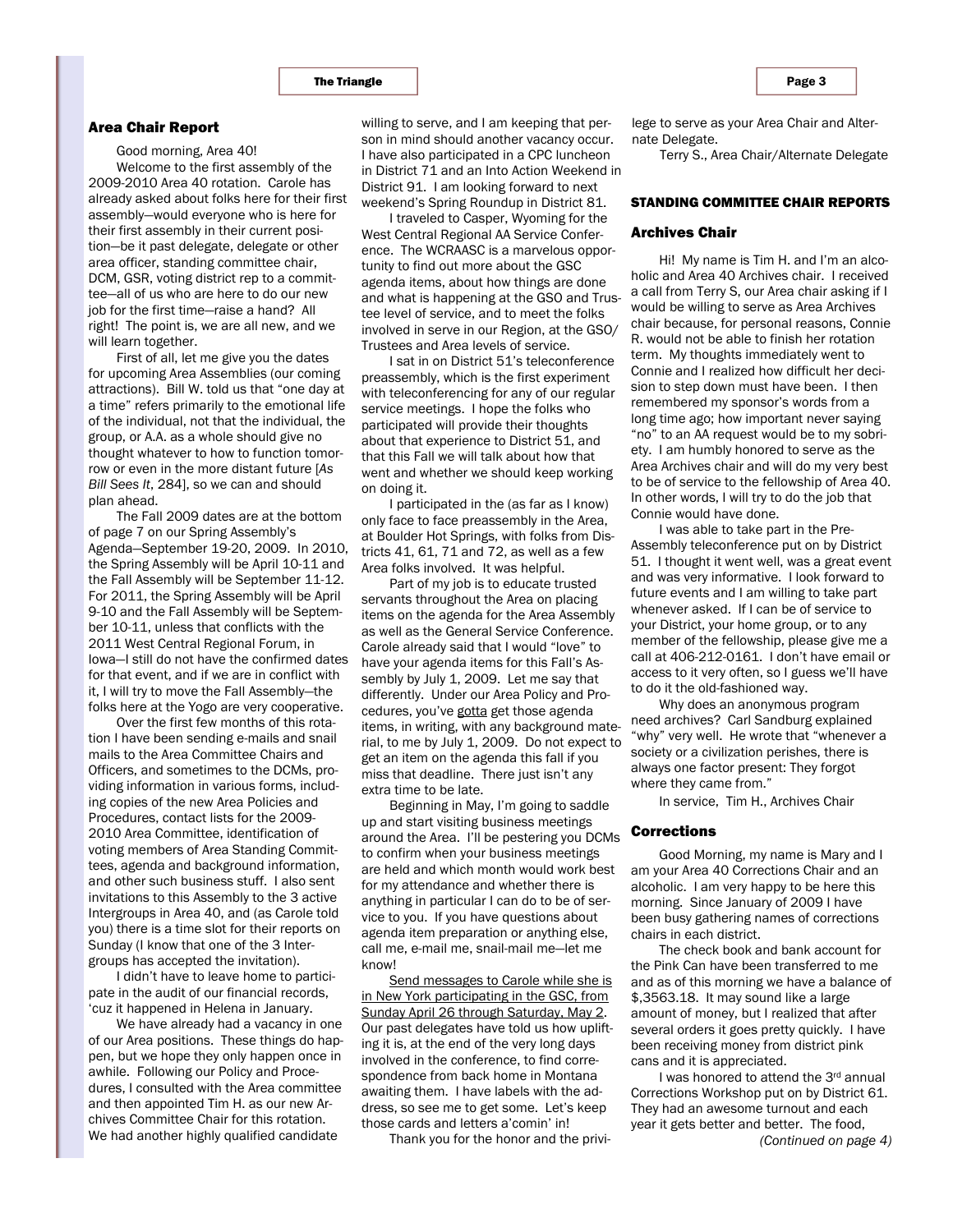## Area Chair Report

Good morning, Area 40!

Welcome to the first assembly of the 2009-2010 Area 40 rotation. Carole has already asked about folks here for their first assembly—would everyone who is here for their first assembly in their current position—be it past delegate, delegate or other area officer, standing committee chair, DCM, GSR, voting district rep to a committee—all of us who are here to do our new job for the first time—raise a hand? All right! The point is, we are all new, and we will learn together.

First of all, let me give you the dates for upcoming Area Assemblies (our coming attractions). Bill W. told us that "one day at a time" refers primarily to the emotional life of the individual, not that the individual, the group, or A.A. as a whole should give no thought whatever to how to function tomorrow or even in the more distant future [*As Bill Sees It*, 284], so we can and should plan ahead.

The Fall 2009 dates are at the bottom of page 7 on our Spring Assembly's Agenda—September 19-20, 2009. In 2010, the Spring Assembly will be April 10-11 and the Fall Assembly will be September 11-12. For 2011, the Spring Assembly will be April 9-10 and the Fall Assembly will be September 10-11, unless that conflicts with the 2011 West Central Regional Forum, in Iowa—I still do not have the confirmed dates for that event, and if we are in conflict with it, I will try to move the Fall Assembly—the folks here at the Yogo are very cooperative.

Over the first few months of this rotation I have been sending e-mails and snail mails to the Area Committee Chairs and Officers, and sometimes to the DCMs, providing information in various forms, including copies of the new Area Policies and Procedures, contact lists for the 2009-2010 Area Committee, identification of voting members of Area Standing Committees, agenda and background information, and other such business stuff. I also sent invitations to this Assembly to the 3 active Intergroups in Area 40, and (as Carole told you) there is a time slot for their reports on Sunday (I know that one of the 3 Intergroups has accepted the invitation).

I didn't have to leave home to participate in the audit of our financial records, 'cuz it happened in Helena in January.

We have already had a vacancy in one of our Area positions. These things do happen, but we hope they only happen once in awhile. Following our Policy and Procedures, I consulted with the Area committee and then appointed Tim H. as our new Archives Committee Chair for this rotation. We had another highly qualified candidate willing to serve, and I am keeping that person in mind should another vacancy occur. I have also participated in a CPC luncheon in District 71 and an Into Action Weekend in District 91. I am looking forward to next weekend's Spring Roundup in District 81.

I traveled to Casper, Wyoming for the West Central Regional AA Service Conference. The WCRAASC is a marvelous opportunity to find out more about the GSC agenda items, about how things are done and what is happening at the GSO and Trustee level of service, and to meet the folks involved in service in our Region, at the GSO/Trustees and Area levels of service.

I sat in on District 51's teleconference preassembly, which is the first experiment with teleconferencing for any of our regular service meetings. I hope the folks who participated will provide their thoughts about that experience to District 51, and that this Fall we will talk about how that went and whether we should keep working on doing it.

I participated in the (as far as I know) only face to face preassembly in the Area, at Boulder Hot Springs, with folks from Districts 41, 61, 71 and 72, as well as a few Area folks involved. It was helpful.

Part of my job is to educate trusted servants throughout the Area on placing items on the agenda for the Area Assembly as well as the General Service Conference. Carole already said that I would "love" to have your agenda items for this Fall's Assembly by July 1, 2009. Let me say that differently. Under our Area Policy and Procedures, you've <u>gotta</u> get those agenda items, in writing, with any background material, to me by July 1, 2009. Do not expect to get an item on the agenda this fall if you miss that deadline. There just isn't any extra time to be late.

Beginning in May, I'm going to saddle up and start visiting business meetings around the Area. I'll be pestering you DCMs to confirm when your business meetings are held and which month would work best for my attendance and whether there is anything in particular I can do to be of service to you. If you have questions about agenda item preparation or anything else, call me, e-mail me, snail-mail me—let me know!

<u>Send messages to Carole while she is in New York participating in the GSC, from Sunday April 26 through Saturday, May 2</u>. Our past delegates have told us how uplifting it is, at the end of the very long days involved in the conference, to find correspondence from back home in Montana awaiting them. I have labels with the address, so see me to get some. Let's keep those cards and letters a'comin' in!

Thank you for the honor and the privilege to serve as your Area Chair and Alternate Delegate.

Terry S., Area Chair/Alternate Delegate

## STANDING COMMITTEE CHAIR REPORTS

### Archives Chair

Hi! My name is Tim H. and I'm an alcoholic and Area 40 Archives chair. I received a call from Terry S, our Area chair asking if I would be willing to serve as Area Archives chair because, for personal reasons, Connie R. would not be able to finish her rotation term. My thoughts immediately went to Connie and I realized how difficult her decision to step down must have been. I then remembered my sponsor's words from a long time ago; how important never saying "no" to an AA request would be to my sobriety. I am humbly honored to serve as the Area Archives chair and will do my very best to be of service to the fellowship of Area 40. In other words, I will try to do the job that Connie would have done.

I was able to take part in the Pre-Assembly teleconference put on by District 51. I thought it went well, was a great event and was very informative. I look forward to future events and I am willing to take part whenever asked. If I can be of service to your District, your home group, or to any member of the fellowship, please give me a call at 406-212-0161. I don't have email or access to it very often, so I guess we'll have to do it the old-fashioned way.

Why does an anonymous program need archives? Carl Sandburg explained "why" very well. He wrote that "whenever a society or a civilization perishes, there is always one factor present: They forgot where they came from."

In service, Tim H., Archives Chair

### Corrections

Good Morning, my name is Mary and I am your Area 40 Corrections Chair and an alcoholic. I am very happy to be here this morning. Since January of 2009 I have been busy gathering names of corrections chairs in each district.

The check book and bank account for the Pink Can have been transferred to me and as of this morning we have a balance of $,3563.18. It may sound like a large amount of money, but I realized that after several orders it goes pretty quickly. I have been receiving money from district pink cans and it is appreciated.

I was honored to attend the 3rd annual Corrections Workshop put on by District 61. They had an awesome turnout and each year it gets better and better. The food,

*(Continued on page 4)*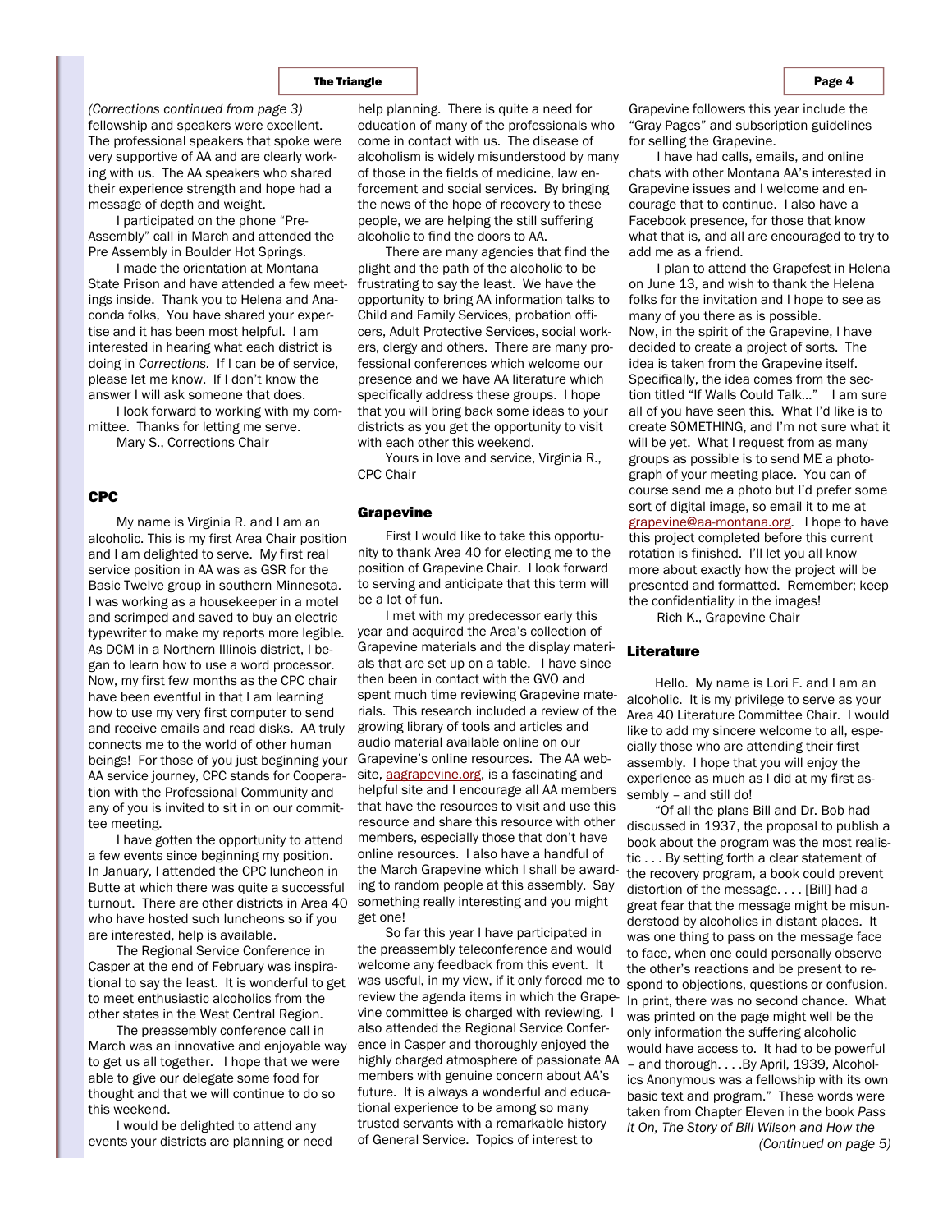*(Corrections continued from page 3)*
fellowship and speakers were excellent. The professional speakers that spoke were very supportive of AA and are clearly working with us. The AA speakers who shared their experience strength and hope had a message of depth and weight.

I participated on the phone "Pre-Assembly" call in March and attended the Pre Assembly in Boulder Hot Springs.

I made the orientation at Montana State Prison and have attended a few meetings inside. Thank you to Helena and Anaconda folks, You have shared your expertise and it has been most helpful. I am interested in hearing what each district is doing in *Corrections*. If I can be of service, please let me know. If I don't know the answer I will ask someone that does.

I look forward to working with my committee. Thanks for letting me serve.

Mary S., Corrections Chair

## CPC

My name is Virginia R. and I am an alcoholic. This is my first Area Chair position and I am delighted to serve. My first real service position in AA was as GSR for the Basic Twelve group in southern Minnesota. I was working as a housekeeper in a motel and scrimped and saved to buy an electric typewriter to make my reports more legible. As DCM in a Northern Illinois district, I began to learn how to use a word processor. Now, my first few months as the CPC chair have been eventful in that I am learning how to use my very first computer to send and receive emails and read disks. AA truly connects me to the world of other human beings! For those of you just beginning your AA service journey, CPC stands for Cooperation with the Professional Community and any of you is invited to sit in on our committee meeting.

I have gotten the opportunity to attend a few events since beginning my position. In January, I attended the CPC luncheon in Butte at which there was quite a successful turnout. There are other districts in Area 40 who have hosted such luncheons so if you are interested, help is available.

The Regional Service Conference in Casper at the end of February was inspirational to say the least. It is wonderful to get to meet enthusiastic alcoholics from the other states in the West Central Region.

The preassembly conference call in March was an innovative and enjoyable way to get us all together. I hope that we were able to give our delegate some food for thought and that we will continue to do so this weekend.

I would be delighted to attend any events your districts are planning or need help planning. There is quite a need for education of many of the professionals who come in contact with us. The disease of alcoholism is widely misunderstood by many of those in the fields of medicine, law enforcement and social services. By bringing the news of the hope of recovery to these people, we are helping the still suffering alcoholic to find the doors to AA.

There are many agencies that find the plight and the path of the alcoholic to be frustrating to say the least. We have the opportunity to bring AA information talks to Child and Family Services, probation officers, Adult Protective Services, social workers, clergy and others. There are many professional conferences which welcome our presence and we have AA literature which specifically address these groups. I hope that you will bring back some ideas to your districts as you get the opportunity to visit with each other this weekend.

Yours in love and service, Virginia R., CPC Chair

## Grapevine

First I would like to take this opportunity to thank Area 40 for electing me to the position of Grapevine Chair. I look forward to serving and anticipate that this term will be a lot of fun.

I met with my predecessor early this year and acquired the Area's collection of Grapevine materials and the display materials that are set up on a table. I have since then been in contact with the GVO and spent much time reviewing Grapevine materials. This research included a review of the growing library of tools and articles and audio material available online on our Grapevine's online resources. The AA website, aagrapevine.org, is a fascinating and helpful site and I encourage all AA members that have the resources to visit and use this resource and share this resource with other members, especially those that don't have online resources. I also have a handful of the March Grapevine which I shall be awarding to random people at this assembly. Say something really interesting and you might get one!

So far this year I have participated in the preassembly teleconference and would welcome any feedback from this event. It was useful, in my view, if it only forced me to review the agenda items in which the Grapevine committee is charged with reviewing. I also attended the Regional Service Conference in Casper and thoroughly enjoyed the highly charged atmosphere of passionate AA members with genuine concern about AA's future. It is always a wonderful and educational experience to be among so many trusted servants with a remarkable history of General Service. Topics of interest to Grapevine followers this year include the "Gray Pages" and subscription guidelines for selling the Grapevine.

I have had calls, emails, and online chats with other Montana AA's interested in Grapevine issues and I welcome and encourage that to continue. I also have a Facebook presence, for those that know what that is, and all are encouraged to try to add me as a friend.

I plan to attend the Grapefest in Helena on June 13, and wish to thank the Helena folks for the invitation and I hope to see as many of you there as is possible.

Now, in the spirit of the Grapevine, I have decided to create a project of sorts. The idea is taken from the Grapevine itself. Specifically, the idea comes from the section titled "If Walls Could Talk..." I am sure all of you have seen this. What I'd like is to create SOMETHING, and I'm not sure what it will be yet. What I request from as many groups as possible is to send ME a photograph of your meeting place. You can of course send me a photo but I'd prefer some sort of digital image, so email it to me at grapevine@aa-montana.org. I hope to have this project completed before this current rotation is finished. I'll let you all know more about exactly how the project will be presented and formatted. Remember; keep the confidentiality in the images!

Rich K., Grapevine Chair

## Literature

Hello. My name is Lori F. and I am an alcoholic. It is my privilege to serve as your Area 40 Literature Committee Chair. I would like to add my sincere welcome to all, especially those who are attending their first assembly. I hope that you will enjoy the experience as much as I did at my first assembly – and still do!

"Of all the plans Bill and Dr. Bob had discussed in 1937, the proposal to publish a book about the program was the most realistic . . . By setting forth a clear statement of the recovery program, a book could prevent distortion of the message. . . . [Bill] had a great fear that the message might be misunderstood by alcoholics in distant places. It was one thing to pass on the message face to face, when one could personally observe the other's reactions and be present to respond to objections, questions or confusion. In print, there was no second chance. What was printed on the page might well be the only information the suffering alcoholic would have access to. It had to be powerful – and thorough. . . .By April, 1939, Alcoholics Anonymous was a fellowship with its own basic text and program." These words were taken from Chapter Eleven in the book *Pass It On, The Story of Bill Wilson and How the*

*(Continued on page 5)*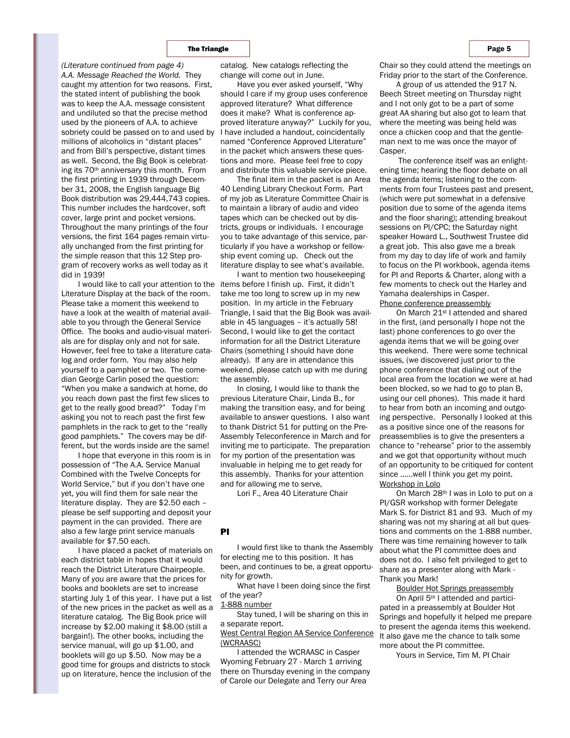*(Literature continued from page 4)*

*A.A. Message Reached the World.* They caught my attention for two reasons. First, the stated intent of publishing the book was to keep the A.A. message consistent and undiluted so that the precise method used by the pioneers of A.A. to achieve sobriety could be passed on to and used by millions of alcoholics in "distant places" and from Bill's perspective, distant times as well. Second, the Big Book is celebrating its 70th anniversary this month. From the first printing in 1939 through December 31, 2008, the English language Big Book distribution was 29,444,743 copies. This number includes the hardcover, soft cover, large print and pocket versions. Throughout the many printings of the four versions, the first 164 pages remain virtually unchanged from the first printing for the simple reason that this 12 Step program of recovery works as well today as it did in 1939!

I would like to call your attention to the Literature Display at the back of the room. Please take a moment this weekend to have a look at the wealth of material available to you through the General Service Office. The books and audio-visual materials are for display only and not for sale. However, feel free to take a literature catalog and order form. You may also help yourself to a pamphlet or two. The comedian George Carlin posed the question: "When you make a sandwich at home, do you reach down past the first few slices to get to the really good bread?" Today I'm asking you not to reach past the first few pamphlets in the rack to get to the "really good pamphlets." The covers may be different, but the words inside are the same!

I hope that everyone in this room is in possession of "The A.A. Service Manual Combined with the Twelve Concepts for World Service," but if you don't have one yet, you will find them for sale near the literature display. They are $2.50 each – please be self supporting and deposit your payment in the can provided. There are also a few large print service manuals available for $7.50 each.

I have placed a packet of materials on each district table in hopes that it would reach the District Literature Chairpeople. Many of you are aware that the prices for books and booklets are set to increase starting July 1 of this year. I have put a list of the new prices in the packet as well as a literature catalog. The Big Book price will increase by $2.00 making it $8.00 (still a bargain!). The other books, including the service manual, will go up $1.00, and booklets will go up $.50. Now may be a good time for groups and districts to stock up on literature, hence the inclusion of the catalog. New catalogs reflecting the change will come out in June.

Have you ever asked yourself, "Why should I care if my group uses conference approved literature? What difference does it make? What is conference approved literature anyway?" Luckily for you, I have included a handout, coincidentally named "Conference Approved Literature" in the packet which answers these questions and more. Please feel free to copy and distribute this valuable service piece.

The final item in the packet is an Area 40 Lending Library Checkout Form. Part of my job as Literature Committee Chair is to maintain a library of audio and video tapes which can be checked out by districts, groups or individuals. I encourage you to take advantage of this service, particularly if you have a workshop or fellowship event coming up. Check out the literature display to see what's available.

I want to mention two housekeeping items before I finish up. First, it didn't take me too long to screw up in my new position. In my article in the February Triangle, I said that the Big Book was available in 45 languages – it's actually 58! Second, I would like to get the contact information for all the District Literature Chairs (something I should have done already). If any are in attendance this weekend, please catch up with me during the assembly.

In closing, I would like to thank the previous Literature Chair, Linda B., for making the transition easy, and for being available to answer questions. I also want to thank District 51 for putting on the Pre-Assembly Teleconference in March and for inviting me to participate. The preparation for my portion of the presentation was invaluable in helping me to get ready for this assembly. Thanks for your attention and for allowing me to serve,

Lori F., Area 40 Literature Chair

## PI

I would first like to thank the Assembly for electing me to this position. It has been, and continues to be, a great opportunity for growth.

What have I been doing since the first of the year?

<u>1-888 number</u>

Stay tuned, I will be sharing on this in a separate report.

<u>West Central Region AA Service Conference (WCRAASC)</u>

I attended the WCRAASC in Casper Wyoming February 27 - March 1 arriving there on Thursday evening in the company of Carole our Delegate and Terry our Area Chair so they could attend the meetings on Friday prior to the start of the Conference.

A group of us attended the 917 N. Beech Street meeting on Thursday night and I not only got to be a part of some great AA sharing but also got to learn that where the meeting was being held was once a chicken coop and that the gentleman next to me was once the mayor of Casper.

The conference itself was an enlightening time; hearing the floor debate on all the agenda items; listening to the comments from four Trustees past and present, (which were put somewhat in a defensive position due to some of the agenda items and the floor sharing); attending breakout sessions on PI/CPC; the Saturday night speaker Howard L., Southwest Trustee did a great job. This also gave me a break from my day to day life of work and family to focus on the PI workbook, agenda items for PI and Reports & Charter, along with a few moments to check out the Harley and Yamaha dealerships in Casper.

<u>Phone conference preassembly</u>

On March 21st I attended and shared in the first, (and personally I hope not the last) phone conferences to go over the agenda items that we will be going over this weekend. There were some technical issues, (we discovered just prior to the phone conference that dialing out of the local area from the location we were at had been blocked, so we had to go to plan B, using our cell phones). This made it hard to hear from both an incoming and outgoing perspective. Personally I looked at this as a positive since one of the reasons for preassemblies is to give the presenters a chance to "rehearse" prior to the assembly and we got that opportunity without much of an opportunity to be critiqued for content since ......well I think you get my point.

<u>Workshop in Lolo</u>

On March 28th I was in Lolo to put on a PI/GSR workshop with former Delegate Mark S. for District 81 and 93. Much of my sharing was not my sharing at all but questions and comments on the 1-888 number. There was time remaining however to talk about what the PI committee does and does not do. I also felt privileged to get to share as a presenter along with Mark - Thank you Mark!

<u>Boulder Hot Springs preassembly</u>

On April 5th I attended and participated in a preassembly at Boulder Hot Springs and hopefully it helped me prepare to present the agenda items this weekend. It also gave me the chance to talk some more about the PI committee.

Yours in Service, Tim M. PI Chair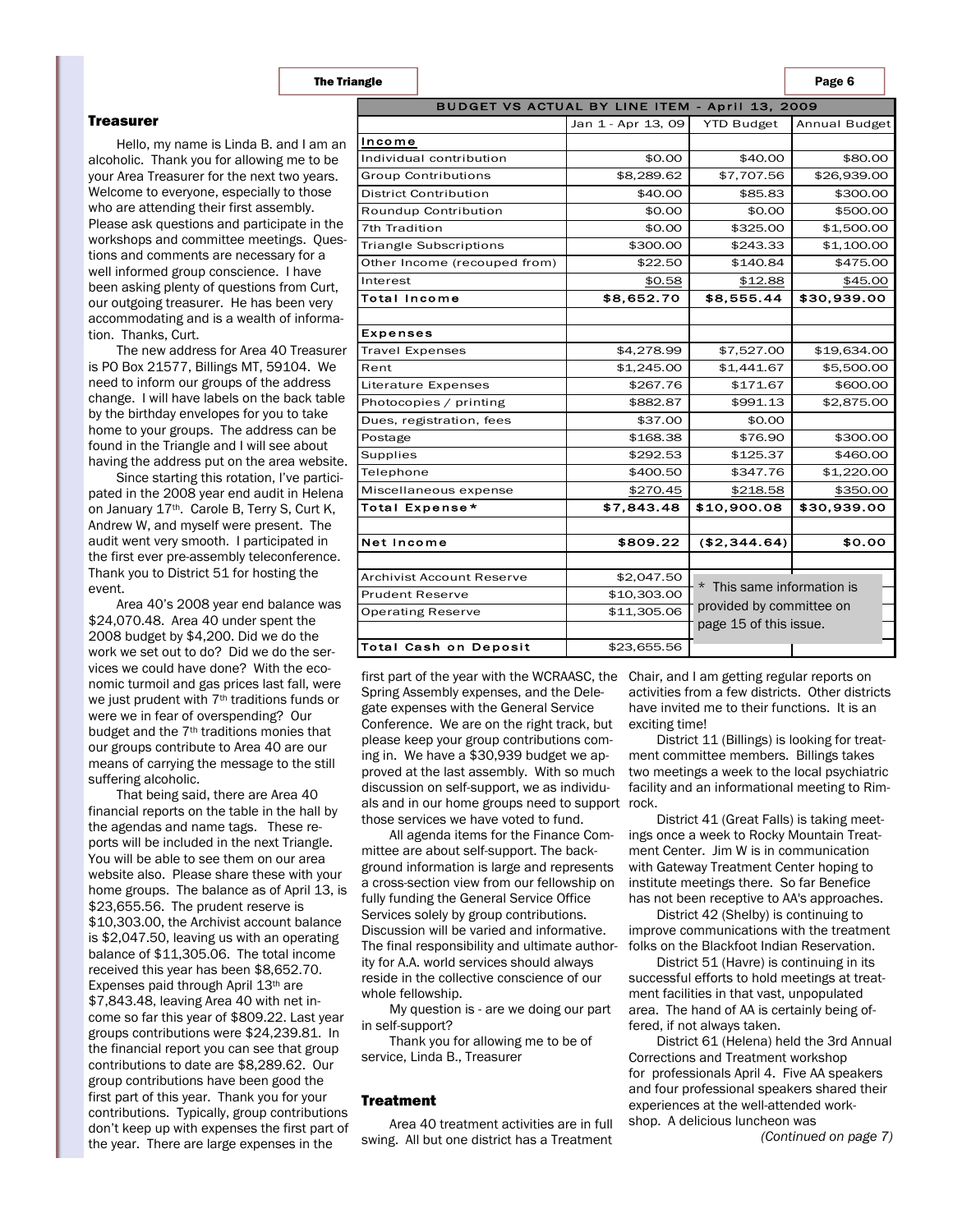## Treasurer

Hello, my name is Linda B. and I am an alcoholic. Thank you for allowing me to be your Area Treasurer for the next two years. Welcome to everyone, especially to those who are attending their first assembly. Please ask questions and participate in the workshops and committee meetings. Questions and comments are necessary for a well informed group conscience. I have been asking plenty of questions from Curt, our outgoing treasurer. He has been very accommodating and is a wealth of information. Thanks, Curt.

The new address for Area 40 Treasurer is PO Box 21577, Billings MT, 59104. We need to inform our groups of the address change. I will have labels on the back table by the birthday envelopes for you to take home to your groups. The address can be found in the Triangle and I will see about having the address put on the area website.

Since starting this rotation, I've participated in the 2008 year end audit in Helena on January 17th. Carole B, Terry S, Curt K, Andrew W, and myself were present. The audit went very smooth. I participated in the first ever pre-assembly teleconference. Thank you to District 51 for hosting the event.

Area 40's 2008 year end balance was $24,070.48. Area 40 under spent the 2008 budget by $4,200. Did we do the work we set out to do? Did we do the services we could have done? With the economic turmoil and gas prices last fall, were we just prudent with 7th traditions funds or were we in fear of overspending? Our budget and the 7th traditions monies that our groups contribute to Area 40 are our means of carrying the message to the still suffering alcoholic.

That being said, there are Area 40 financial reports on the table in the hall by the agendas and name tags. These reports will be included in the next Triangle. You will be able to see them on our area website also. Please share these with your home groups. The balance as of April 13, is $23,655.56. The prudent reserve is $10,303.00, the Archivist account balance is $2,047.50, leaving us with an operating balance of $11,305.06. The total income received this year has been $8,652.70. Expenses paid through April 13th are $7,843.48, leaving Area 40 with net income so far this year of $809.22. Last year groups contributions were $24,239.81. In the financial report you can see that group contributions to date are $8,289.62. Our group contributions have been good the first part of this year. Thank you for your contributions. Typically, group contributions don't keep up with expenses the first part of the year. There are large expenses in the first part of the year with the WCRAASC, the Spring Assembly expenses, and the Delegate expenses with the General Service Conference. We are on the right track, but please keep your group contributions coming in. We have a $30,939 budget we approved at the last assembly. With so much discussion on self-support, we as individuals and in our home groups need to support those services we have voted to fund.

All agenda items for the Finance Committee are about self-support. The background information is large and represents a cross-section view from our fellowship on fully funding the General Service Office Services solely by group contributions. Discussion will be varied and informative. The final responsibility and ultimate authority for A.A. world services should always reside in the collective conscience of our whole fellowship.

My question is - are we doing our part in self-support?

Thank you for allowing me to be of service, Linda B., Treasurer

| BUDGET VS ACTUAL BY LINE ITEM - April 13, 2009 | | | |
|---|---|---|---|
| | Jan 1 - Apr 13, 09 | YTD Budget | Annual Budget |
| **Income** | | | |
| Individual contribution | $0.00 | $40.00 | $80.00 |
| Group Contributions | $8,289.62 | $7,707.56 | $26,939.00 |
| District Contribution | $40.00 | $85.83 | $300.00 |
| Roundup Contribution | $0.00 | $0.00 | $500.00 |
| 7th Tradition | $0.00 | $325.00 | $1,500.00 |
| Triangle Subscriptions | $300.00 | $243.33 | $1,100.00 |
| Other Income (recouped from) | $22.50 | $140.84 | $475.00 |
| Interest | $0.58 | $12.88 | $45.00 |
| **Total Income** | **$8,652.70** | **$8,555.44** | **$30,939.00** |
| | | | |
| **Expenses** | | | |
| Travel Expenses | $4,278.99 | $7,527.00 | $19,634.00 |
| Rent | $1,245.00 | $1,441.67 | $5,500.00 |
| Literature Expenses | $267.76 | $171.67 | $600.00 |
| Photocopies / printing | $882.87 | $991.13 | $2,875.00 |
| Dues, registration, fees | $37.00 | $0.00 | |
| Postage | $168.38 | $76.90 | $300.00 |
| Supplies | $292.53 | $125.37 | $460.00 |
| Telephone | $400.50 | $347.76 | $1,220.00 |
| Miscellaneous expense | $270.45 | $218.58 | $350.00 |
| **Total Expense*** | **$7,843.48** | **$10,900.08** | **$30,939.00** |
| | | | |
| **Net Income** | **$809.22** | **($2,344.64)** | **$0.00** |
| | | | |
| Archivist Account Reserve | $2,047.50 | | |
| Prudent Reserve | $10,303.00 | | |
| Operating Reserve | $11,305.06 | | |
| | | | |
| **Total Cash on Deposit** | $23,655.56 | | |

* This same information is provided by committee on page 15 of this issue.

## Treatment

Area 40 treatment activities are in full swing. All but one district has a Treatment Chair, and I am getting regular reports on activities from a few districts. Other districts have invited me to their functions. It is an exciting time!

District 11 (Billings) is looking for treatment committee members. Billings takes two meetings a week to the local psychiatric facility and an informational meeting to Rimrock.

District 41 (Great Falls) is taking meetings once a week to Rocky Mountain Treatment Center. Jim W is in communication with Gateway Treatment Center hoping to institute meetings there. So far Benefice has not been receptive to AA's approaches.

District 42 (Shelby) is continuing to improve communications with the treatment folks on the Blackfoot Indian Reservation.

District 51 (Havre) is continuing in its successful efforts to hold meetings at treatment facilities in that vast, unpopulated area. The hand of AA is certainly being offered, if not always taken.

District 61 (Helena) held the 3rd Annual Corrections and Treatment workshop for professionals April 4. Five AA speakers and four professional speakers shared their experiences at the well-attended workshop. A delicious luncheon was

*(Continued on page 7)*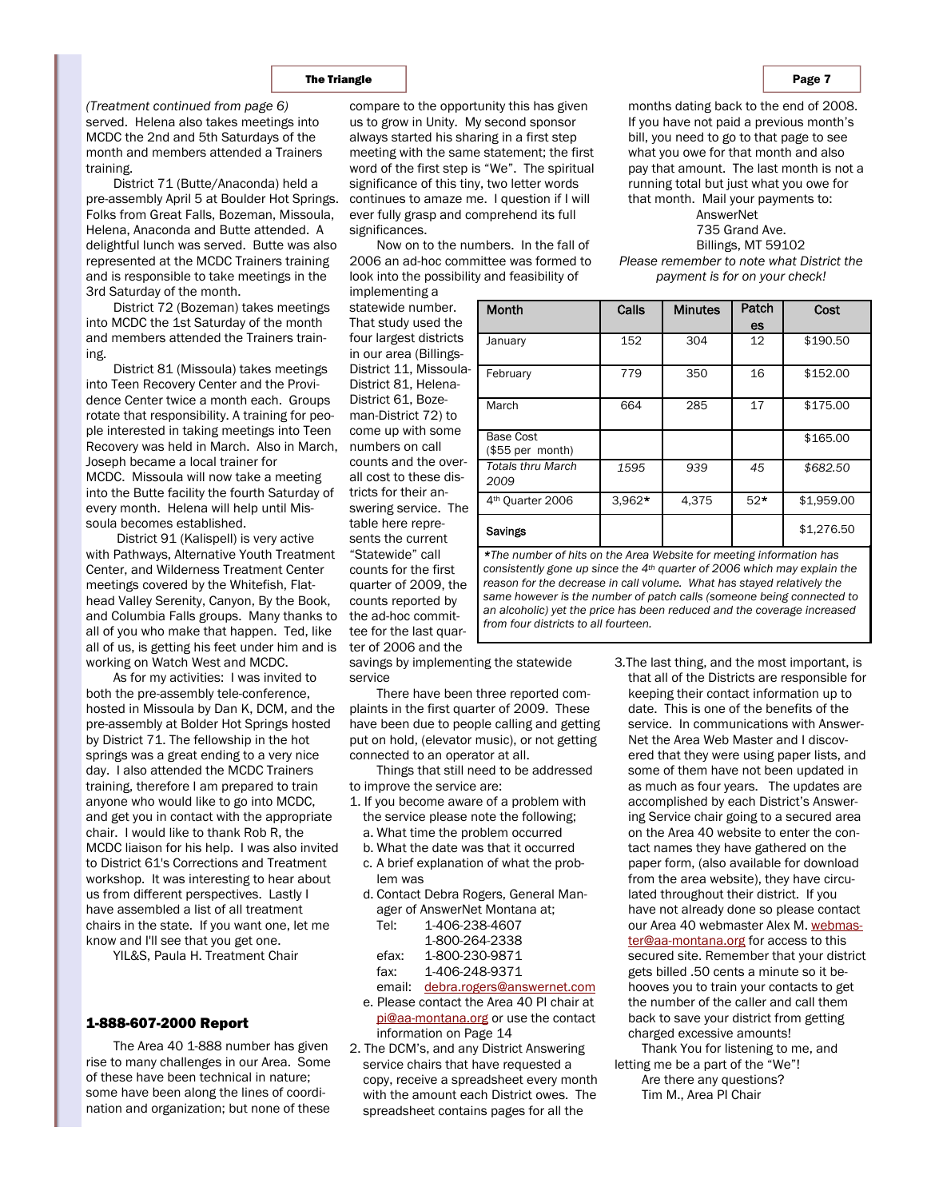*(Treatment continued from page 6)* served. Helena also takes meetings into MCDC the 2nd and 5th Saturdays of the month and members attended a Trainers training.

District 71 (Butte/Anaconda) held a pre-assembly April 5 at Boulder Hot Springs. Folks from Great Falls, Bozeman, Missoula, Helena, Anaconda and Butte attended. A delightful lunch was served. Butte was also represented at the MCDC Trainers training and is responsible to take meetings in the 3rd Saturday of the month.

District 72 (Bozeman) takes meetings into MCDC the 1st Saturday of the month and members attended the Trainers training.

District 81 (Missoula) takes meetings into Teen Recovery Center and the Providence Center twice a month each. Groups rotate that responsibility. A training for people interested in taking meetings into Teen Recovery was held in March. Also in March, Joseph became a local trainer for MCDC. Missoula will now take a meeting into the Butte facility the fourth Saturday of every month. Helena will help until Missoula becomes established.

District 91 (Kalispell) is very active with Pathways, Alternative Youth Treatment Center, and Wilderness Treatment Center meetings covered by the Whitefish, Flathead Valley Serenity, Canyon, By the Book, and Columbia Falls groups. Many thanks to all of you who make that happen. Ted, like all of us, is getting his feet under him and is working on Watch West and MCDC.

As for my activities: I was invited to both the pre-assembly tele-conference, hosted in Missoula by Dan K, DCM, and the pre-assembly at Bolder Hot Springs hosted by District 71. The fellowship in the hot springs was a great ending to a very nice day. I also attended the MCDC Trainers training, therefore I am prepared to train anyone who would like to go into MCDC, and get you in contact with the appropriate chair. I would like to thank Rob R, the MCDC liaison for his help. I was also invited to District 61's Corrections and Treatment workshop. It was interesting to hear about us from different perspectives. Lastly I have assembled a list of all treatment chairs in the state. If you want one, let me know and I'll see that you get one.

YIL&S, Paula H. Treatment Chair

## 1-888-607-2000 Report

The Area 40 1-888 number has given rise to many challenges in our Area. Some of these have been technical in nature; some have been along the lines of coordination and organization; but none of these compare to the opportunity this has given us to grow in Unity. My second sponsor always started his sharing in a first step meeting with the same statement; the first word of the first step is "We". The spiritual significance of this tiny, two letter words continues to amaze me. I question if I will ever fully grasp and comprehend its full significances.

Now on to the numbers. In the fall of 2006 an ad-hoc committee was formed to look into the possibility and feasibility of implementing a statewide number. That study used the four largest districts in our area (Billings-District 11, Missoula-District 81, Helena-District 61, Bozeman-District 72) to come up with some numbers on call counts and the overall cost to these districts for their answering service. The table here represents the current "Statewide" call counts for the first quarter of 2009, the counts reported by the ad-hoc committee for the last quarter of 2006 and the savings by implementing the statewide service

| Month | Calls | Minutes | Patches | Cost |
|---|---|---|---|---|
| January | 152 | 304 | 12 | $190.50 |
| February | 779 | 350 | 16 | $152.00 |
| March | 664 | 285 | 17 | $175.00 |
| Base Cost ($55 per month) | | | | $165.00 |
| *Totals thru March 2009* | *1595* | *939* | *45* | *$682.50* |
| 4th Quarter 2006 | 3,962* | 4,375 | 52* | $1,959.00 |
| **Savings** | | | | $1,276.50 |

**\****The number of hits on the Area Website for meeting information has consistently gone up since the 4th quarter of 2006 which may explain the reason for the decrease in call volume. What has stayed relatively the same however is the number of patch calls (someone being connected to an alcoholic) yet the price has been reduced and the coverage increased from four districts to all fourteen.*

There have been three reported complaints in the first quarter of 2009. These have been due to people calling and getting put on hold, (elevator music), or not getting connected to an operator at all.

Things that still need to be addressed to improve the service are:

1. If you become aware of a problem with the service please note the following;
   a. What time the problem occurred
   b. What the date was that it occurred
   c. A brief explanation of what the problem was
   d. Contact Debra Rogers, General Manager of AnswerNet Montana at;
      Tel: 1-406-238-4607
      1-800-264-2338
      efax: 1-800-230-9871
      fax: 1-406-248-9371
      email: debra.rogers@answernet.com
   e. Please contact the Area 40 PI chair at pi@aa-montana.org or use the contact information on Page 14
2. The DCM's, and any District Answering service chairs that have requested a copy, receive a spreadsheet every month with the amount each District owes. The spreadsheet contains pages for all the months dating back to the end of 2008. If you have not paid a previous month's bill, you need to go to that page to see what you owe for that month and also pay that amount. The last month is not a running total but just what you owe for that month. Mail your payments to:
   AnswerNet
   735 Grand Ave.
   Billings, MT 59102
   *Please remember to note what District the payment is for on your check!*
3. The last thing, and the most important, is that all of the Districts are responsible for keeping their contact information up to date. This is one of the benefits of the service. In communications with AnswerNet the Area Web Master and I discovered that they were using paper lists, and some of them have not been updated in as much as four years. The updates are accomplished by each District's Answering Service chair going to a secured area on the Area 40 website to enter the contact names they have gathered on the paper form, (also available for download from the area website), they have circulated throughout their district. If you have not already done so please contact our Area 40 webmaster Alex M. webmaster@aa-montana.org for access to this secured site. Remember that your district gets billed .50 cents a minute so it behooves you to train your contacts to get the number of the caller and call them back to save your district from getting charged excessive amounts!

Thank You for listening to me, and letting me be a part of the "We"!

Are there any questions?
Tim M., Area PI Chair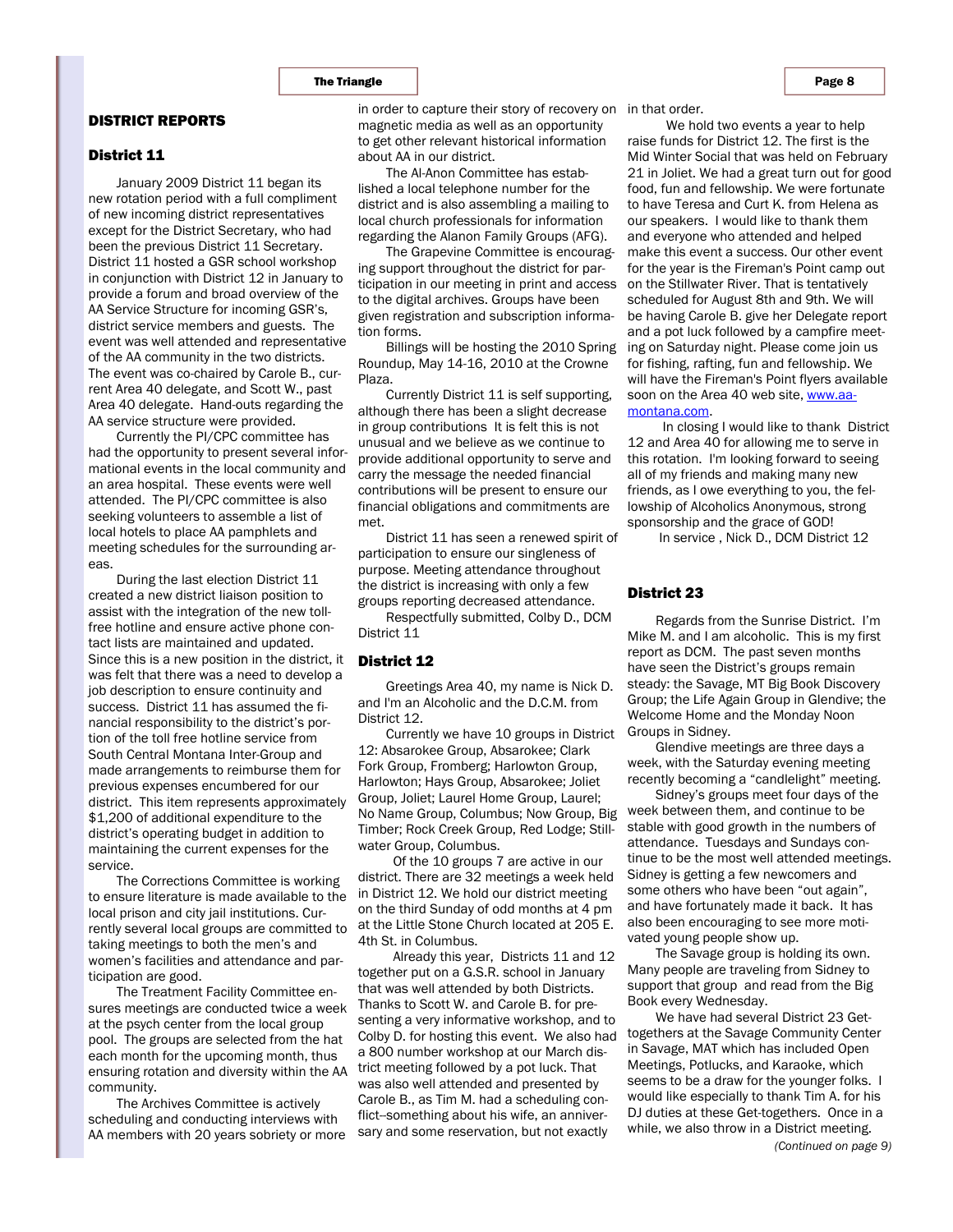## DISTRICT REPORTS

### District 11

January 2009 District 11 began its new rotation period with a full compliment of new incoming district representatives except for the District Secretary, who had been the previous District 11 Secretary. District 11 hosted a GSR school workshop in conjunction with District 12 in January to provide a forum and broad overview of the AA Service Structure for incoming GSR's, district service members and guests. The event was well attended and representative of the AA community in the two districts. The event was co-chaired by Carole B., current Area 40 delegate, and Scott W., past Area 40 delegate. Hand-outs regarding the AA service structure were provided.

Currently the PI/CPC committee has had the opportunity to present several informational events in the local community and an area hospital. These events were well attended. The PI/CPC committee is also seeking volunteers to assemble a list of local hotels to place AA pamphlets and meeting schedules for the surrounding areas.

During the last election District 11 created a new district liaison position to assist with the integration of the new toll-free hotline and ensure active phone contact lists are maintained and updated. Since this is a new position in the district, it was felt that there was a need to develop a job description to ensure continuity and success. District 11 has assumed the financial responsibility to the district's portion of the toll free hotline service from South Central Montana Inter-Group and made arrangements to reimburse them for previous expenses encumbered for our district. This item represents approximately $1,200 of additional expenditure to the district's operating budget in addition to maintaining the current expenses for the service.

The Corrections Committee is working to ensure literature is made available to the local prison and city jail institutions. Currently several local groups are committed to taking meetings to both the men's and women's facilities and attendance and participation are good.

The Treatment Facility Committee ensures meetings are conducted twice a week at the psych center from the local group pool. The groups are selected from the hat each month for the upcoming month, thus ensuring rotation and diversity within the AA community.

The Archives Committee is actively scheduling and conducting interviews with AA members with 20 years sobriety or more in order to capture their story of recovery on magnetic media as well as an opportunity to get other relevant historical information about AA in our district.

The Al-Anon Committee has established a local telephone number for the district and is also assembling a mailing to local church professionals for information regarding the Alanon Family Groups (AFG).

The Grapevine Committee is encouraging support throughout the district for participation in our meeting in print and access to the digital archives. Groups have been given registration and subscription information forms.

Billings will be hosting the 2010 Spring Roundup, May 14-16, 2010 at the Crowne Plaza.

Currently District 11 is self supporting, although there has been a slight decrease in group contributions It is felt this is not unusual and we believe as we continue to provide additional opportunity to serve and carry the message the needed financial contributions will be present to ensure our financial obligations and commitments are met.

District 11 has seen a renewed spirit of participation to ensure our singleness of purpose. Meeting attendance throughout the district is increasing with only a few groups reporting decreased attendance.

Respectfully submitted, Colby D., DCM District 11

### District 12

Greetings Area 40, my name is Nick D. and I'm an Alcoholic and the D.C.M. from District 12.

Currently we have 10 groups in District 12: Absarokee Group, Absarokee; Clark Fork Group, Fromberg; Harlowton Group, Harlowton; Hays Group, Absarokee; Joliet Group, Joliet; Laurel Home Group, Laurel; No Name Group, Columbus; Now Group, Big Timber; Rock Creek Group, Red Lodge; Stillwater Group, Columbus.

Of the 10 groups 7 are active in our district. There are 32 meetings a week held in District 12. We hold our district meeting on the third Sunday of odd months at 4 pm at the Little Stone Church located at 205 E. 4th St. in Columbus.

Already this year, Districts 11 and 12 together put on a G.S.R. school in January that was well attended by both Districts. Thanks to Scott W. and Carole B. for presenting a very informative workshop, and to Colby D. for hosting this event. We also had a 800 number workshop at our March district meeting followed by a pot luck. That was also well attended and presented by Carole B., as Tim M. had a scheduling conflict--something about his wife, an anniversary and some reservation, but not exactly in that order.

We hold two events a year to help raise funds for District 12. The first is the Mid Winter Social that was held on February 21 in Joliet. We had a great turn out for good food, fun and fellowship. We were fortunate to have Teresa and Curt K. from Helena as our speakers. I would like to thank them and everyone who attended and helped make this event a success. Our other event for the year is the Fireman's Point camp out on the Stillwater River. That is tentatively scheduled for August 8th and 9th. We will be having Carole B. give her Delegate report and a pot luck followed by a campfire meeting on Saturday night. Please come join us for fishing, rafting, fun and fellowship. We will have the Fireman's Point flyers available soon on the Area 40 web site, www.aa-montana.com.

In closing I would like to thank District 12 and Area 40 for allowing me to serve in this rotation. I'm looking forward to seeing all of my friends and making many new friends, as I owe everything to you, the fellowship of Alcoholics Anonymous, strong sponsorship and the grace of GOD!

In service , Nick D., DCM District 12

### District 23

Regards from the Sunrise District. I'm Mike M. and I am alcoholic. This is my first report as DCM. The past seven months have seen the District's groups remain steady: the Savage, MT Big Book Discovery Group; the Life Again Group in Glendive; the Welcome Home and the Monday Noon Groups in Sidney.

Glendive meetings are three days a week, with the Saturday evening meeting recently becoming a "candlelight" meeting.

Sidney's groups meet four days of the week between them, and continue to be stable with good growth in the numbers of attendance. Tuesdays and Sundays continue to be the most well attended meetings. Sidney is getting a few newcomers and some others who have been "out again", and have fortunately made it back. It has also been encouraging to see more motivated young people show up.

The Savage group is holding its own. Many people are traveling from Sidney to support that group and read from the Big Book every Wednesday.

We have had several District 23 Get-togethers at the Savage Community Center in Savage, MAT which has included Open Meetings, Potlucks, and Karaoke, which seems to be a draw for the younger folks. I would like especially to thank Tim A. for his DJ duties at these Get-togethers. Once in a while, we also throw in a District meeting.

*(Continued on page 9)*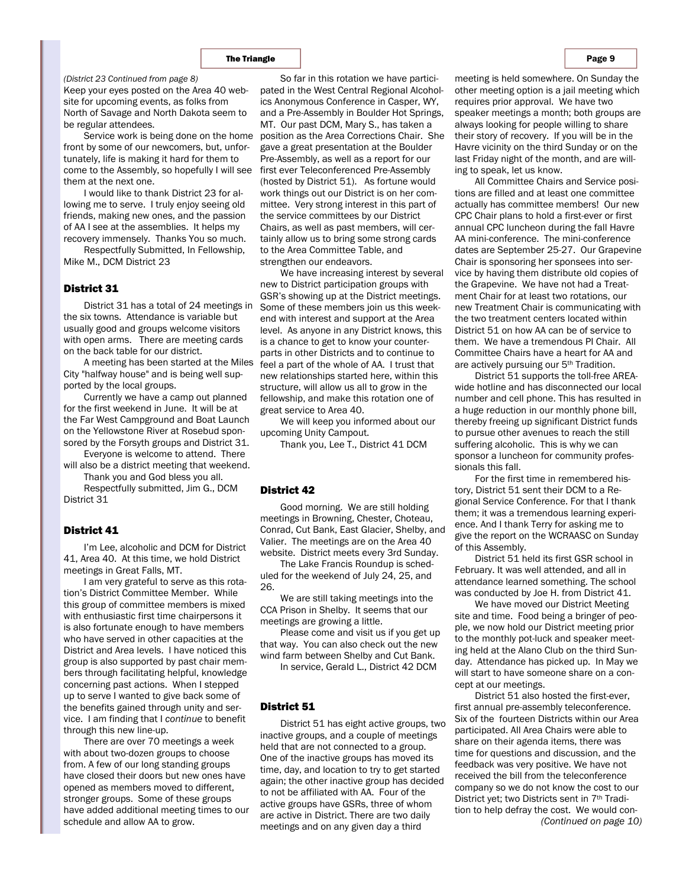*(District 23 Continued from page 8)*

Keep your eyes posted on the Area 40 website for upcoming events, as folks from North of Savage and North Dakota seem to be regular attendees.

Service work is being done on the home front by some of our newcomers, but, unfortunately, life is making it hard for them to come to the Assembly, so hopefully I will see them at the next one.

I would like to thank District 23 for allowing me to serve. I truly enjoy seeing old friends, making new ones, and the passion of AA I see at the assemblies. It helps my recovery immensely. Thanks You so much.

Respectfully Submitted, In Fellowship, Mike M., DCM District 23

### District 31

District 31 has a total of 24 meetings in the six towns. Attendance is variable but usually good and groups welcome visitors with open arms. There are meeting cards on the back table for our district.

A meeting has been started at the Miles City "halfway house" and is being well supported by the local groups.

Currently we have a camp out planned for the first weekend in June. It will be at the Far West Campground and Boat Launch on the Yellowstone River at Rosebud sponsored by the Forsyth groups and District 31.

Everyone is welcome to attend. There will also be a district meeting that weekend.

Thank you and God bless you all.

Respectfully submitted, Jim G., DCM District 31

### District 41

I'm Lee, alcoholic and DCM for District 41, Area 40. At this time, we hold District meetings in Great Falls, MT.

I am very grateful to serve as this rotation's District Committee Member. While this group of committee members is mixed with enthusiastic first time chairpersons it is also fortunate enough to have members who have served in other capacities at the District and Area levels. I have noticed this group is also supported by past chair members through facilitating helpful, knowledge concerning past actions. When I stepped up to serve I wanted to give back some of the benefits gained through unity and service. I am finding that I *continue* to benefit through this new line-up.

There are over 70 meetings a week with about two-dozen groups to choose from. A few of our long standing groups have closed their doors but new ones have opened as members moved to different, stronger groups. Some of these groups have added additional meeting times to our schedule and allow AA to grow.

So far in this rotation we have participated in the West Central Regional Alcoholics Anonymous Conference in Casper, WY, and a Pre-Assembly in Boulder Hot Springs, MT. Our past DCM, Mary S., has taken a position as the Area Corrections Chair. She gave a great presentation at the Boulder Pre-Assembly, as well as a report for our first ever Teleconferenced Pre-Assembly (hosted by District 51). As fortune would work things out our District is on her committee. Very strong interest in this part of the service committees by our District Chairs, as well as past members, will certainly allow us to bring some strong cards to the Area Committee Table, and strengthen our endeavors.

We have increasing interest by several new to District participation groups with GSR's showing up at the District meetings. Some of these members join us this weekend with interest and support at the Area level. As anyone in any District knows, this is a chance to get to know your counterparts in other Districts and to continue to feel a part of the whole of AA. I trust that new relationships started here, within this structure, will allow us all to grow in the fellowship, and make this rotation one of great service to Area 40.

We will keep you informed about our upcoming Unity Campout.

Thank you, Lee T., District 41 DCM

### District 42

Good morning. We are still holding meetings in Browning, Chester, Choteau, Conrad, Cut Bank, East Glacier, Shelby, and Valier. The meetings are on the Area 40 website. District meets every 3rd Sunday.

The Lake Francis Roundup is scheduled for the weekend of July 24, 25, and 26.

We are still taking meetings into the CCA Prison in Shelby. It seems that our meetings are growing a little.

Please come and visit us if you get up that way. You can also check out the new wind farm between Shelby and Cut Bank.

In service, Gerald L., District 42 DCM

### District 51

District 51 has eight active groups, two inactive groups, and a couple of meetings held that are not connected to a group. One of the inactive groups has moved its time, day, and location to try to get started again; the other inactive group has decided to not be affiliated with AA. Four of the active groups have GSRs, three of whom are active in District. There are two daily meetings and on any given day a third meeting is held somewhere. On Sunday the other meeting option is a jail meeting which requires prior approval. We have two speaker meetings a month; both groups are always looking for people willing to share their story of recovery. If you will be in the Havre vicinity on the third Sunday or on the last Friday night of the month, and are willing to speak, let us know.

All Committee Chairs and Service positions are filled and at least one committee actually has committee members! Our new CPC Chair plans to hold a first-ever or first annual CPC luncheon during the fall Havre AA mini-conference. The mini-conference dates are September 25-27. Our Grapevine Chair is sponsoring her sponsees into service by having them distribute old copies of the Grapevine. We have not had a Treatment Chair for at least two rotations, our new Treatment Chair is communicating with the two treatment centers located within District 51 on how AA can be of service to them. We have a tremendous PI Chair. All Committee Chairs have a heart for AA and are actively pursuing our 5th Tradition.

District 51 supports the toll-free AREA-wide hotline and has disconnected our local number and cell phone. This has resulted in a huge reduction in our monthly phone bill, thereby freeing up significant District funds to pursue other avenues to reach the still suffering alcoholic. This is why we can sponsor a luncheon for community professionals this fall.

For the first time in remembered history, District 51 sent their DCM to a Regional Service Conference. For that I thank them; it was a tremendous learning experience. And I thank Terry for asking me to give the report on the WCRAASC on Sunday of this Assembly.

District 51 held its first GSR school in February. It was well attended, and all in attendance learned something. The school was conducted by Joe H. from District 41.

We have moved our District Meeting site and time. Food being a bringer of people, we now hold our District meeting prior to the monthly pot-luck and speaker meeting held at the Alano Club on the third Sunday. Attendance has picked up. In May we will start to have someone share on a concept at our meetings.

District 51 also hosted the first-ever, first annual pre-assembly teleconference. Six of the fourteen Districts within our Area participated. All Area Chairs were able to share on their agenda items, there was time for questions and discussion, and the feedback was very positive. We have not received the bill from the teleconference company so we do not know the cost to our District yet; two Districts sent in 7th Tradition to help defray the cost. We would con-

*(Continued on page 10)*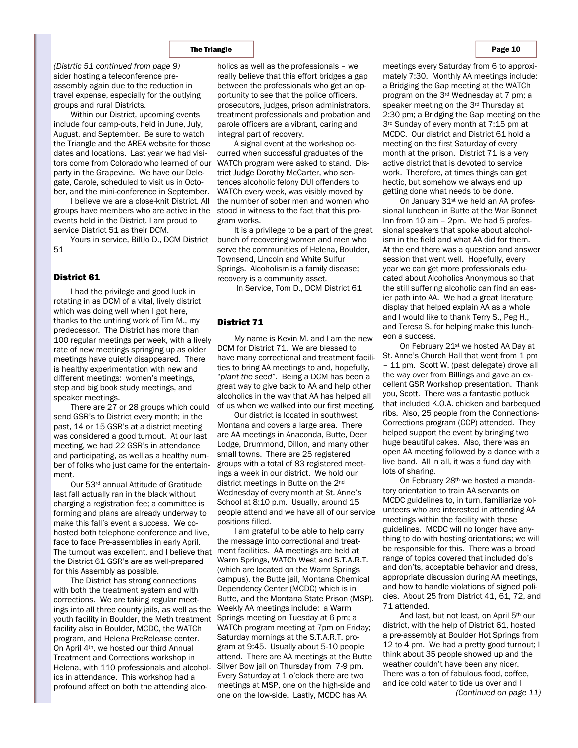*(Distrtic 51 continued from page 9)*

sider hosting a teleconference pre-assembly again due to the reduction in travel expense, especially for the outlying groups and rural Districts.

Within our District, upcoming events include four camp-outs, held in June, July, August, and September. Be sure to watch the Triangle and the AREA website for those dates and locations. Last year we had visitors come from Colorado who learned of our party in the Grapevine. We have our Delegate, Carole, scheduled to visit us in October, and the mini-conference in September.

I believe we are a close-knit District. All groups have members who are active in the events held in the District. I am proud to service District 51 as their DCM.

Yours in service, BillJo D., DCM District 51

### District 61

I had the privilege and good luck in rotating in as DCM of a vital, lively district which was doing well when I got here, thanks to the untiring work of Tim M., my predecessor. The District has more than 100 regular meetings per week, with a lively rate of new meetings springing up as older meetings have quietly disappeared. There is healthy experimentation with new and different meetings: women's meetings, step and big book study meetings, and speaker meetings.

There are 27 or 28 groups which could send GSR's to District every month; in the past, 14 or 15 GSR's at a district meeting was considered a good turnout. At our last meeting, we had 22 GSR's in attendance and participating, as well as a healthy number of folks who just came for the entertainment.

Our 53rd annual Attitude of Gratitude last fall actually ran in the black without charging a registration fee; a committee is forming and plans are already underway to make this fall's event a success. We co-hosted both telephone conference and live, face to face Pre-assemblies in early April. The turnout was excellent, and I believe that the District 61 GSR's are as well-prepared for this Assembly as possible.

The District has strong connections with both the treatment system and with corrections. We are taking regular meetings into all three county jails, as well as the youth facility in Boulder, the Meth treatment facility also in Boulder, MCDC, the WATCh program, and Helena PreRelease center. On April 4th, we hosted our third Annual Treatment and Corrections workshop in Helena, with 110 professionals and alcoholics in attendance. This workshop had a profound affect on both the attending alcoholics as well as the professionals – we really believe that this effort bridges a gap between the professionals who get an opportunity to see that the police officers, prosecutors, judges, prison administrators, treatment professionals and probation and parole officers are a vibrant, caring and integral part of recovery.

A signal event at the workshop occurred when successful graduates of the WATCh program were asked to stand. District Judge Dorothy McCarter, who sentences alcoholic felony DUI offenders to WATCh every week, was visibly moved by the number of sober men and women who stood in witness to the fact that this program works.

It is a privilege to be a part of the great bunch of recovering women and men who serve the communities of Helena, Boulder, Townsend, Lincoln and White Sulfur Springs. Alcoholism is a family disease; recovery is a community asset.

In Service, Tom D., DCM District 61

### District 71

My name is Kevin M. and I am the new DCM for District 71. We are blessed to have many correctional and treatment facilities to bring AA meetings to and, hopefully, "*plant the seed*". Being a DCM has been a great way to give back to AA and help other alcoholics in the way that AA has helped all of us when we walked into our first meeting.

Our district is located in southwest Montana and covers a large area. There are AA meetings in Anaconda, Butte, Deer Lodge, Drummond, Dillon, and many other small towns. There are 25 registered groups with a total of 83 registered meetings a week in our district. We hold our district meetings in Butte on the 2nd Wednesday of every month at St. Anne's School at 8:10 p.m. Usually, around 15 people attend and we have all of our service positions filled.

I am grateful to be able to help carry the message into correctional and treatment facilities. AA meetings are held at Warm Springs, WATCh West and S.T.A.R.T. (which are located on the Warm Springs campus), the Butte jail, Montana Chemical Dependency Center (MCDC) which is in Butte, and the Montana State Prison (MSP). Weekly AA meetings include: a Warm Springs meeting on Tuesday at 6 pm; a WATCh program meeting at 7pm on Friday; Saturday mornings at the S.T.A.R.T. program at 9:45. Usually about 5-10 people attend. There are AA meetings at the Butte Silver Bow jail on Thursday from 7-9 pm. Every Saturday at 1 o'clock there are two meetings at MSP, one on the high-side and one on the low-side. Lastly, MCDC has AA meetings every Saturday from 6 to approximately 7:30. Monthly AA meetings include: a Bridging the Gap meeting at the WATCh program on the 3rd Wednesday at 7 pm; a speaker meeting on the 3rd Thursday at 2:30 pm; a Bridging the Gap meeting on the 3rd Sunday of every month at 7:15 pm at MCDC. Our district and District 61 hold a meeting on the first Saturday of every month at the prison. District 71 is a very active district that is devoted to service work. Therefore, at times things can get hectic, but somehow we always end up getting done what needs to be done.

On January 31st we held an AA professional luncheon in Butte at the War Bonnet Inn from 10 am – 2pm. We had 5 professional speakers that spoke about alcoholism in the field and what AA did for them. At the end there was a question and answer session that went well. Hopefully, every year we can get more professionals educated about Alcoholics Anonymous so that the still suffering alcoholic can find an easier path into AA. We had a great literature display that helped explain AA as a whole and I would like to thank Terry S., Peg H., and Teresa S. for helping make this luncheon a success.

On February 21st we hosted AA Day at St. Anne's Church Hall that went from 1 pm – 11 pm. Scott W. (past delegate) drove all the way over from Billings and gave an excellent GSR Workshop presentation. Thank you, Scott. There was a fantastic potluck that included K.O.A. chicken and barbequed ribs. Also, 25 people from the Connections-Corrections program (CCP) attended. They helped support the event by bringing two huge beautiful cakes. Also, there was an open AA meeting followed by a dance with a live band. All in all, it was a fund day with lots of sharing.

On February 28th we hosted a mandatory orientation to train AA servants on MCDC guidelines to, in turn, familiarize volunteers who are interested in attending AA meetings within the facility with these guidelines. MCDC will no longer have anything to do with hosting orientations; we will be responsible for this. There was a broad range of topics covered that included do's and don'ts, acceptable behavior and dress, appropriate discussion during AA meetings, and how to handle violations of signed policies. About 25 from District 41, 61, 72, and 71 attended.

And last, but not least, on April 5th our district, with the help of District 61, hosted a pre-assembly at Boulder Hot Springs from 12 to 4 pm. We had a pretty good turnout; I think about 35 people showed up and the weather couldn't have been any nicer. There was a ton of fabulous food, coffee, and ice cold water to tide us over and I

*(Continued on page 11)*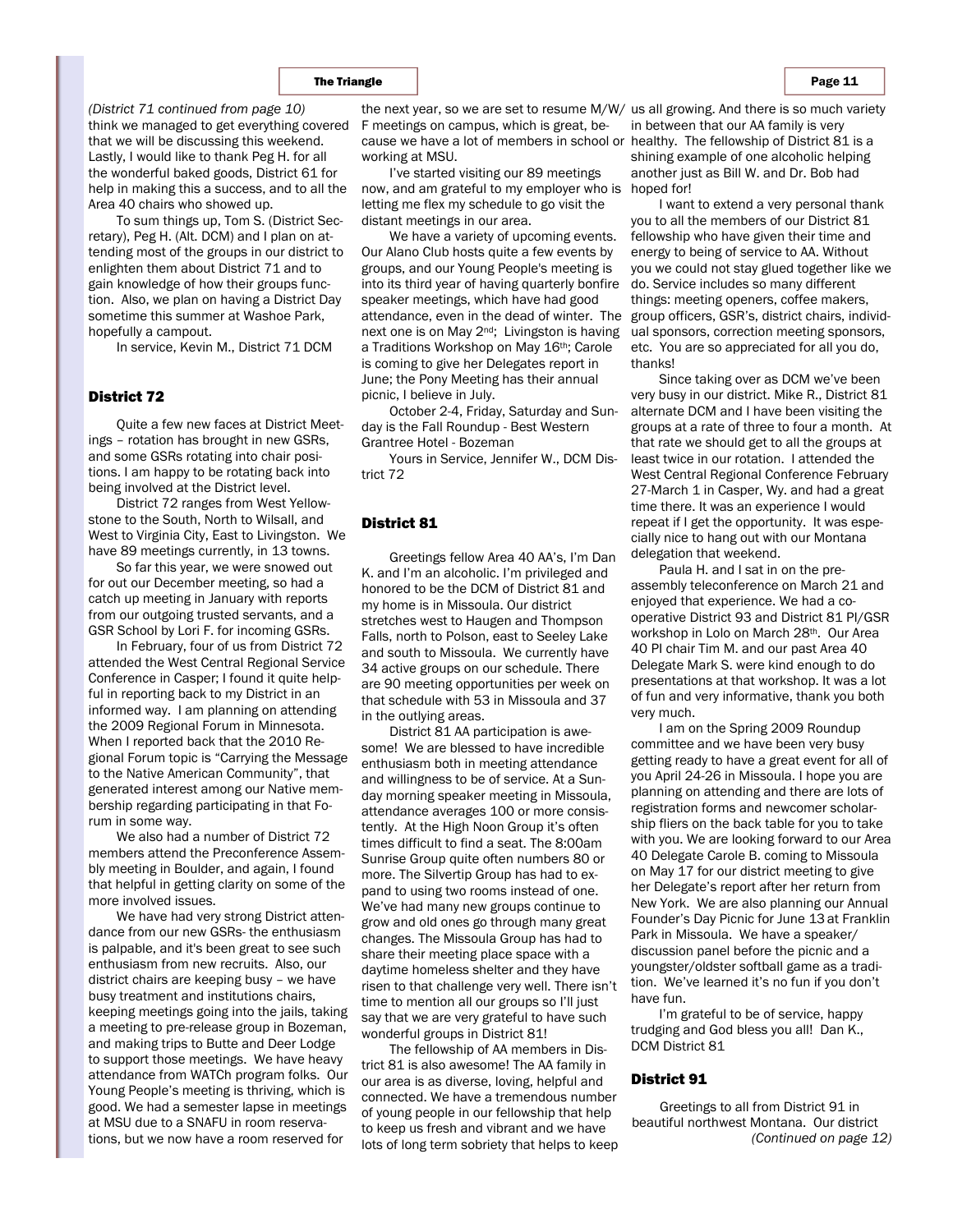*(District 71 continued from page 10)*

think we managed to get everything covered that we will be discussing this weekend. Lastly, I would like to thank Peg H. for all the wonderful baked goods, District 61 for help in making this a success, and to all the Area 40 chairs who showed up.

To sum things up, Tom S. (District Secretary), Peg H. (Alt. DCM) and I plan on attending most of the groups in our district to enlighten them about District 71 and to gain knowledge of how their groups function. Also, we plan on having a District Day sometime this summer at Washoe Park, hopefully a campout.

In service, Kevin M., District 71 DCM

### District 72

Quite a few new faces at District Meetings – rotation has brought in new GSRs, and some GSRs rotating into chair positions. I am happy to be rotating back into being involved at the District level.

District 72 ranges from West Yellowstone to the South, North to Wilsall, and West to Virginia City, East to Livingston. We have 89 meetings currently, in 13 towns.

So far this year, we were snowed out for our December meeting, so had a catch up meeting in January with reports from our outgoing trusted servants, and a GSR School by Lori F. for incoming GSRs.

In February, four of us from District 72 attended the West Central Regional Service Conference in Casper; I found it quite helpful in reporting back to my District in an informed way. I am planning on attending the 2009 Regional Forum in Minnesota. When I reported back that the 2010 Regional Forum topic is "Carrying the Message to the Native American Community", that generated interest among our Native membership regarding participating in that Forum in some way.

We also had a number of District 72 members attend the Preconference Assembly meeting in Boulder, and again, I found that helpful in getting clarity on some of the more involved issues.

We have had very strong District attendance from our new GSRs- the enthusiasm is palpable, and it's been great to see such enthusiasm from new recruits. Also, our district chairs are keeping busy – we have busy treatment and institutions chairs, keeping meetings going into the jails, taking a meeting to pre-release group in Bozeman, and making trips to Butte and Deer Lodge to support those meetings. We have heavy attendance from WATCh program folks. Our Young People's meeting is thriving, which is good. We had a semester lapse in meetings at MSU due to a SNAFU in room reservations, but we now have a room reserved for the next year, so we are set to resume M/W/F meetings on campus, which is great, because we have a lot of members in school or working at MSU.

I've started visiting our 89 meetings now, and am grateful to my employer who is letting me flex my schedule to go visit the distant meetings in our area.

We have a variety of upcoming events. Our Alano Club hosts quite a few events by groups, and our Young People's meeting is into its third year of having quarterly bonfire speaker meetings, which have had good attendance, even in the dead of winter. The next one is on May 2nd; Livingston is having a Traditions Workshop on May 16th; Carole is coming to give her Delegates report in June; the Pony Meeting has their annual picnic, I believe in July.

October 2-4, Friday, Saturday and Sunday is the Fall Roundup - Best Western Grantree Hotel - Bozeman

Yours in Service, Jennifer W., DCM District 72

### District 81

Greetings fellow Area 40 AA's, I'm Dan K. and I'm an alcoholic. I'm privileged and honored to be the DCM of District 81 and my home is in Missoula. Our district stretches west to Haugen and Thompson Falls, north to Polson, east to Seeley Lake and south to Missoula. We currently have 34 active groups on our schedule. There are 90 meeting opportunities per week on that schedule with 53 in Missoula and 37 in the outlying areas.

District 81 AA participation is awesome! We are blessed to have incredible enthusiasm both in meeting attendance and willingness to be of service. At a Sunday morning speaker meeting in Missoula, attendance averages 100 or more consistently. At the High Noon Group it's often times difficult to find a seat. The 8:00am Sunrise Group quite often numbers 80 or more. The Silvertip Group has had to expand to using two rooms instead of one. We've had many new groups continue to grow and old ones go through many great changes. The Missoula Group has had to share their meeting place space with a daytime homeless shelter and they have risen to that challenge very well. There isn't time to mention all our groups so I'll just say that we are very grateful to have such wonderful groups in District 81!

The fellowship of AA members in District 81 is also awesome! The AA family in our area is as diverse, loving, helpful and connected. We have a tremendous number of young people in our fellowship that help to keep us fresh and vibrant and we have lots of long term sobriety that helps to keep us all growing. And there is so much variety in between that our AA family is very healthy. The fellowship of District 81 is a shining example of one alcoholic helping another just as Bill W. and Dr. Bob had hoped for!

I want to extend a very personal thank you to all the members of our District 81 fellowship who have given their time and energy to being of service to AA. Without you we could not stay glued together like we do. Service includes so many different things: meeting openers, coffee makers, group officers, GSR's, district chairs, individual sponsors, correction meeting sponsors, etc. You are so appreciated for all you do, thanks!

Since taking over as DCM we've been very busy in our district. Mike R., District 81 alternate DCM and I have been visiting the groups at a rate of three to four a month. At that rate we should get to all the groups at least twice in our rotation. I attended the West Central Regional Conference February 27-March 1 in Casper, Wy. and had a great time there. It was an experience I would repeat if I get the opportunity. It was especially nice to hang out with our Montana delegation that weekend.

Paula H. and I sat in on the pre-assembly teleconference on March 21 and enjoyed that experience. We had a cooperative District 93 and District 81 PI/GSR workshop in Lolo on March 28th. Our Area 40 PI chair Tim M. and our past Area 40 Delegate Mark S. were kind enough to do presentations at that workshop. It was a lot of fun and very informative, thank you both very much.

I am on the Spring 2009 Roundup committee and we have been very busy getting ready to have a great event for all of you April 24-26 in Missoula. I hope you are planning on attending and there are lots of registration forms and newcomer scholarship fliers on the back table for you to take with you. We are looking forward to our Area 40 Delegate Carole B. coming to Missoula on May 17 for our district meeting to give her Delegate's report after her return from New York. We are also planning our Annual Founder's Day Picnic for June 13 at Franklin Park in Missoula. We have a speaker/discussion panel before the picnic and a youngster/oldster softball game as a tradition. We've learned it's no fun if you don't have fun.

I'm grateful to be of service, happy trudging and God bless you all! Dan K., DCM District 81

### District 91

Greetings to all from District 91 in beautiful northwest Montana. Our district

*(Continued on page 12)*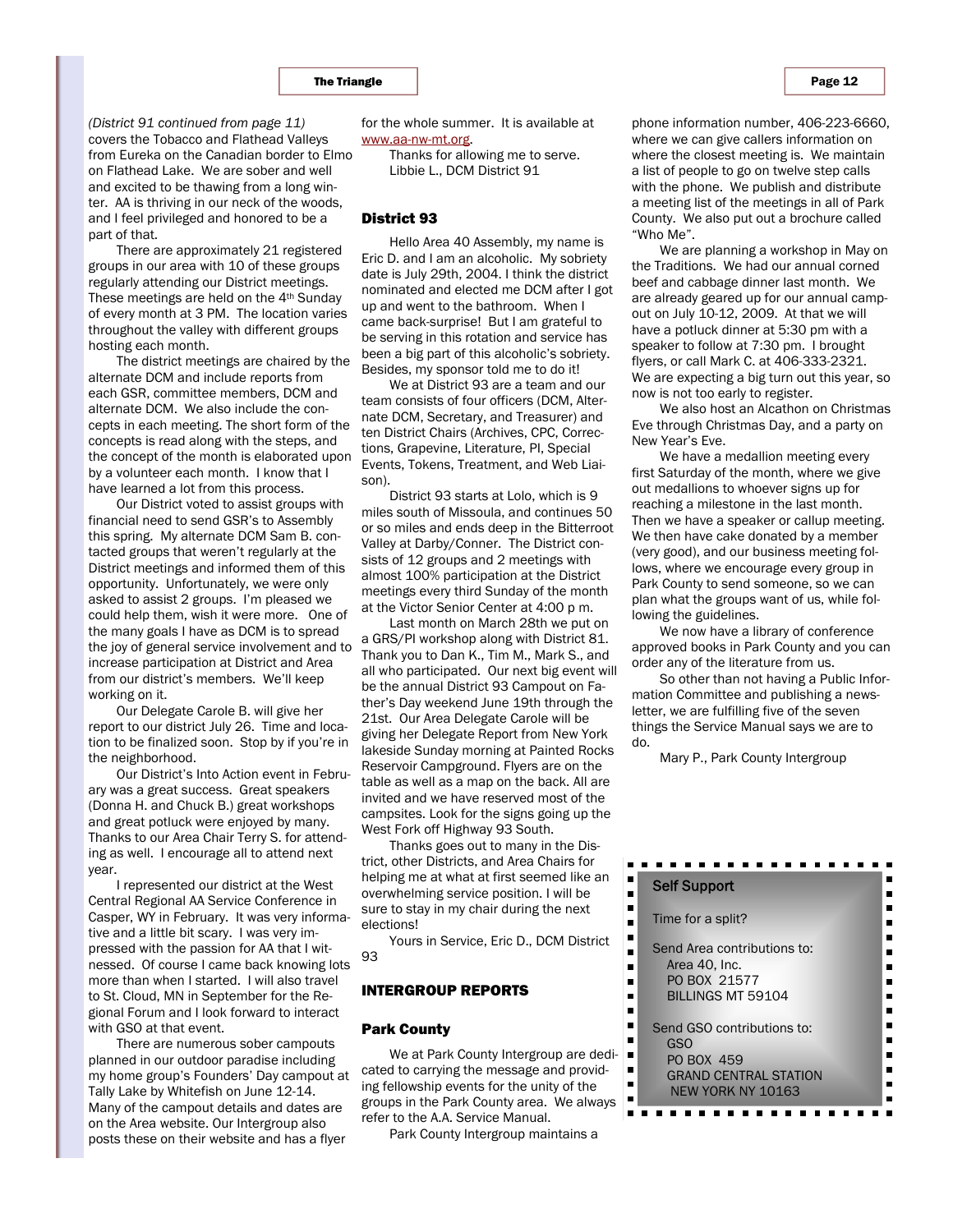*(District 91 continued from page 11)* covers the Tobacco and Flathead Valleys from Eureka on the Canadian border to Elmo on Flathead Lake. We are sober and well and excited to be thawing from a long winter. AA is thriving in our neck of the woods, and I feel privileged and honored to be a part of that.

There are approximately 21 registered groups in our area with 10 of these groups regularly attending our District meetings. These meetings are held on the 4th Sunday of every month at 3 PM. The location varies throughout the valley with different groups hosting each month.

The district meetings are chaired by the alternate DCM and include reports from each GSR, committee members, DCM and alternate DCM. We also include the concepts in each meeting. The short form of the concepts is read along with the steps, and the concept of the month is elaborated upon by a volunteer each month. I know that I have learned a lot from this process.

Our District voted to assist groups with financial need to send GSR's to Assembly this spring. My alternate DCM Sam B. contacted groups that weren't regularly at the District meetings and informed them of this opportunity. Unfortunately, we were only asked to assist 2 groups. I'm pleased we could help them, wish it were more. One of the many goals I have as DCM is to spread the joy of general service involvement and to increase participation at District and Area from our district's members. We'll keep working on it.

Our Delegate Carole B. will give her report to our district July 26. Time and location to be finalized soon. Stop by if you're in the neighborhood.

Our District's Into Action event in February was a great success. Great speakers (Donna H. and Chuck B.) great workshops and great potluck were enjoyed by many. Thanks to our Area Chair Terry S. for attending as well. I encourage all to attend next year.

I represented our district at the West Central Regional AA Service Conference in Casper, WY in February. It was very informative and a little bit scary. I was very impressed with the passion for AA that I witnessed. Of course I came back knowing lots more than when I started. I will also travel to St. Cloud, MN in September for the Regional Forum and I look forward to interact with GSO at that event.

There are numerous sober campouts planned in our outdoor paradise including my home group's Founders' Day campout at Tally Lake by Whitefish on June 12-14. Many of the campout details and dates are on the Area website. Our Intergroup also posts these on their website and has a flyer for the whole summer. It is available at www.aa-nw-mt.org.

Thanks for allowing me to serve.
Libbie L., DCM District 91

## District 93

Hello Area 40 Assembly, my name is Eric D. and I am an alcoholic. My sobriety date is July 29th, 2004. I think the district nominated and elected me DCM after I got up and went to the bathroom. When I came back-surprise! But I am grateful to be serving in this rotation and service has been a big part of this alcoholic's sobriety. Besides, my sponsor told me to do it!

We at District 93 are a team and our team consists of four officers (DCM, Alternate DCM, Secretary, and Treasurer) and ten District Chairs (Archives, CPC, Corrections, Grapevine, Literature, PI, Special Events, Tokens, Treatment, and Web Liaison).

District 93 starts at Lolo, which is 9 miles south of Missoula, and continues 50 or so miles and ends deep in the Bitterroot Valley at Darby/Conner. The District consists of 12 groups and 2 meetings with almost 100% participation at the District meetings every third Sunday of the month at the Victor Senior Center at 4:00 p m.

Last month on March 28th we put on a GRS/PI workshop along with District 81. Thank you to Dan K., Tim M., Mark S., and all who participated. Our next big event will be the annual District 93 Campout on Father's Day weekend June 19th through the 21st. Our Area Delegate Carole will be giving her Delegate Report from New York lakeside Sunday morning at Painted Rocks Reservoir Campground. Flyers are on the table as well as a map on the back. All are invited and we have reserved most of the campsites. Look for the signs going up the West Fork off Highway 93 South.

Thanks goes out to many in the District, other Districts, and Area Chairs for helping me at what at first seemed like an overwhelming service position. I will be sure to stay in my chair during the next elections!

Yours in Service, Eric D., DCM District 93

# INTERGROUP REPORTS

## Park County

We at Park County Intergroup are dedicated to carrying the message and providing fellowship events for the unity of the groups in the Park County area. We always refer to the A.A. Service Manual.

Park County Intergroup maintains a phone information number, 406-223-6660, where we can give callers information on where the closest meeting is. We maintain a list of people to go on twelve step calls with the phone. We publish and distribute a meeting list of the meetings in all of Park County. We also put out a brochure called "Who Me".

We are planning a workshop in May on the Traditions. We had our annual corned beef and cabbage dinner last month. We are already geared up for our annual campout on July 10-12, 2009. At that we will have a potluck dinner at 5:30 pm with a speaker to follow at 7:30 pm. I brought flyers, or call Mark C. at 406-333-2321. We are expecting a big turn out this year, so now is not too early to register.

We also host an Alcathon on Christmas Eve through Christmas Day, and a party on New Year's Eve.

We have a medallion meeting every first Saturday of the month, where we give out medallions to whoever signs up for reaching a milestone in the last month. Then we have a speaker or callup meeting. We then have cake donated by a member (very good), and our business meeting follows, where we encourage every group in Park County to send someone, so we can plan what the groups want of us, while following the guidelines.

We now have a library of conference approved books in Park County and you can order any of the literature from us.

So other than not having a Public Information Committee and publishing a newsletter, we are fulfilling five of the seven things the Service Manual says we are to do.

Mary P., Park County Intergroup

**Self Support**

Time for a split?

Send Area contributions to:
Area 40, Inc.
PO BOX 21577
BILLINGS MT 59104

Send GSO contributions to:
GSO
PO BOX 459
GRAND CENTRAL STATION
NEW YORK NY 10163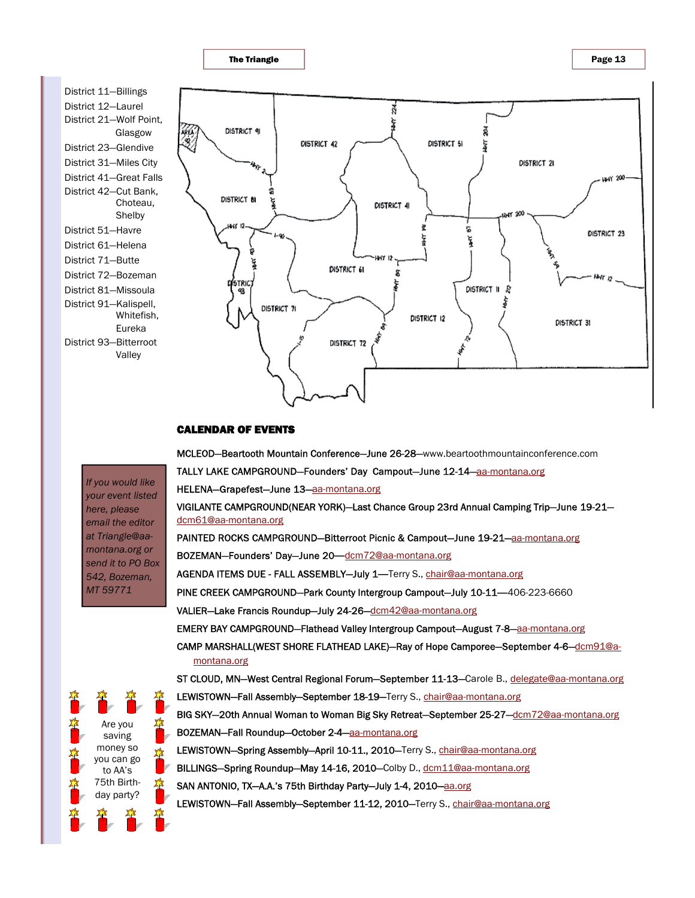District 11—Billings
District 12—Laurel
District 21—Wolf Point, Glasgow
District 23—Glendive
District 31—Miles City
District 41—Great Falls
District 42—Cut Bank, Choteau, Shelby
District 51—Havre
District 61—Helena
District 71—Butte
District 72—Bozeman
District 81—Missoula
District 91—Kalispell, Whitefish, Eureka
District 93—Bitterroot Valley

*If you would like your event listed here, please email the editor at Triangle@aa-montana.org or send it to PO Box 542, Bozeman, MT 59771*

Are you saving money so you can go to AA's 75th Birthday party?

## CALENDAR OF EVENTS

MCLEOD—Beartooth Mountain Conference—June 26-28—www.beartoothmountainconference.com

TALLY LAKE CAMPGROUND—Founders' Day Campout—June 12-14—aa-montana.org

HELENA—Grapefest—June 13—aa-montana.org

VIGILANTE CAMPGROUND(NEAR YORK)—Last Chance Group 23rd Annual Camping Trip—June 19-21—dcm61@aa-montana.org

PAINTED ROCKS CAMPGROUND—Bitterroot Picnic & Campout—June 19-21—aa-montana.org

BOZEMAN—Founders' Day—June 20—dcm72@aa-montana.org

AGENDA ITEMS DUE - FALL ASSEMBLY—July 1—Terry S., chair@aa-montana.org

PINE CREEK CAMPGROUND—Park County Intergroup Campout—July 10-11—406-223-6660

VALIER—Lake Francis Roundup—July 24-26—dcm42@aa-montana.org

EMERY BAY CAMPGROUND—Flathead Valley Intergroup Campout—August 7-8—aa-montana.org

CAMP MARSHALL(WEST SHORE FLATHEAD LAKE)—Ray of Hope Camporee—September 4-6—dcm91@aa-montana.org

ST CLOUD, MN—West Central Regional Forum—September 11-13—Carole B., delegate@aa-montana.org

LEWISTOWN—Fall Assembly—September 18-19—Terry S., chair@aa-montana.org

BIG SKY—20th Annual Woman to Woman Big Sky Retreat—September 25-27—dcm72@aa-montana.org

BOZEMAN—Fall Roundup—October 2-4—aa-montana.org

LEWISTOWN—Spring Assembly—April 10-11., 2010—Terry S., chair@aa-montana.org

BILLINGS—Spring Roundup—May 14-16, 2010—Colby D., dcm11@aa-montana.org

SAN ANTONIO, TX—A.A.'s 75th Birthday Party—July 1-4, 2010—aa.org

LEWISTOWN—Fall Assembly—September 11-12, 2010—Terry S., chair@aa-montana.org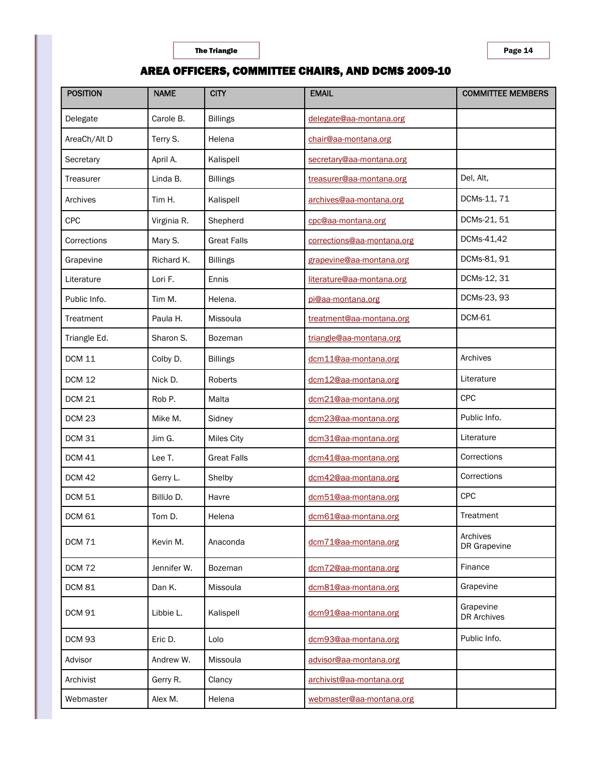## AREA OFFICERS, COMMITTEE CHAIRS, AND DCMS 2009-10

| POSITION | NAME | CITY | EMAIL | COMMITTEE MEMBERS |
|---|---|---|---|---|
| Delegate | Carole B. | Billings | delegate@aa-montana.org | |
| AreaCh/Alt D | Terry S. | Helena | chair@aa-montana.org | |
| Secretary | April A. | Kalispell | secretary@aa-montana.org | |
| Treasurer | Linda B. | Billings | treasurer@aa-montana.org | Del, Alt, |
| Archives | Tim H. | Kalispell | archives@aa-montana.org | DCMs-11, 71 |
| CPC | Virginia R. | Shepherd | cpc@aa-montana.org | DCMs-21, 51 |
| Corrections | Mary S. | Great Falls | corrections@aa-montana.org | DCMs-41,42 |
| Grapevine | Richard K. | Billings | grapevine@aa-montana.org | DCMs-81, 91 |
| Literature | Lori F. | Ennis | literature@aa-montana.org | DCMs-12, 31 |
| Public Info. | Tim M. | Helena. | pi@aa-montana.org | DCMs-23, 93 |
| Treatment | Paula H. | Missoula | treatment@aa-montana.org | DCM-61 |
| Triangle Ed. | Sharon S. | Bozeman | triangle@aa-montana.org | |
| DCM 11 | Colby D. | Billings | dcm11@aa-montana.org | Archives |
| DCM 12 | Nick D. | Roberts | dcm12@aa-montana.org | Literature |
| DCM 21 | Rob P. | Malta | dcm21@aa-montana.org | CPC |
| DCM 23 | Mike M. | Sidney | dcm23@aa-montana.org | Public Info. |
| DCM 31 | Jim G. | Miles City | dcm31@aa-montana.org | Literature |
| DCM 41 | Lee T. | Great Falls | dcm41@aa-montana.org | Corrections |
| DCM 42 | Gerry L. | Shelby | dcm42@aa-montana.org | Corrections |
| DCM 51 | BilliJo D. | Havre | dcm51@aa-montana.org | CPC |
| DCM 61 | Tom D. | Helena | dcm61@aa-montana.org | Treatment |
| DCM 71 | Kevin M. | Anaconda | dcm71@aa-montana.org | Archives<br>DR Grapevine |
| DCM 72 | Jennifer W. | Bozeman | dcm72@aa-montana.org | Finance |
| DCM 81 | Dan K. | Missoula | dcm81@aa-montana.org | Grapevine |
| DCM 91 | Libbie L. | Kalispell | dcm91@aa-montana.org | Grapevine<br>DR Archives |
| DCM 93 | Eric D. | Lolo | dcm93@aa-montana.org | Public Info. |
| Advisor | Andrew W. | Missoula | advisor@aa-montana.org | |
| Archivist | Gerry R. | Clancy | archivist@aa-montana.org | |
| Webmaster | Alex M. | Helena | webmaster@aa-montana.org | |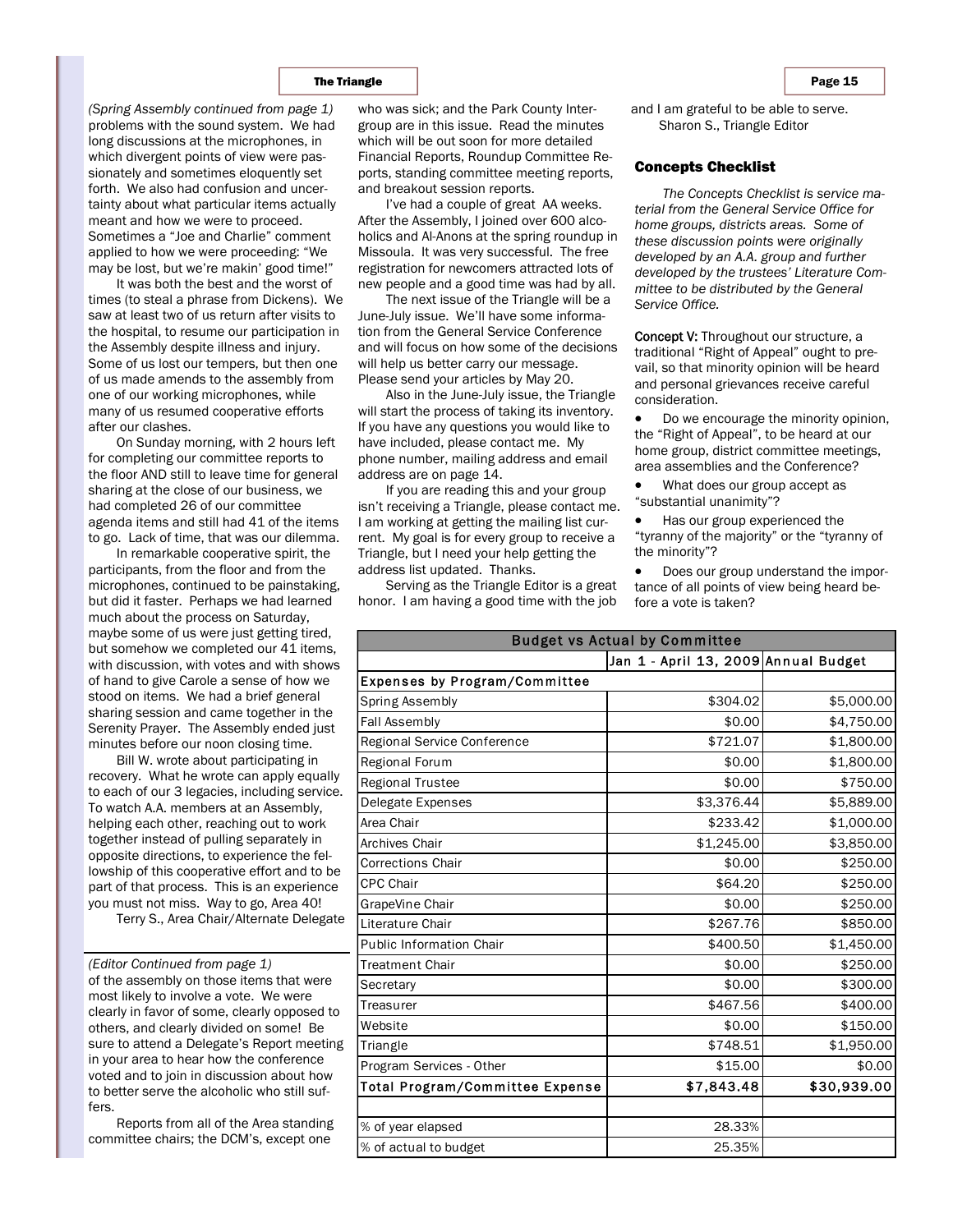*(Spring Assembly continued from page 1)* problems with the sound system. We had long discussions at the microphones, in which divergent points of view were passionately and sometimes eloquently set forth. We also had confusion and uncertainty about what particular items actually meant and how we were to proceed. Sometimes a "Joe and Charlie" comment applied to how we were proceeding: "We may be lost, but we're makin' good time!"

It was both the best and the worst of times (to steal a phrase from Dickens). We saw at least two of us return after visits to the hospital, to resume our participation in the Assembly despite illness and injury. Some of us lost our tempers, but then one of us made amends to the assembly from one of our working microphones, while many of us resumed cooperative efforts after our clashes.

On Sunday morning, with 2 hours left for completing our committee reports to the floor AND still to leave time for general sharing at the close of our business, we had completed 26 of our committee agenda items and still had 41 of the items to go. Lack of time, that was our dilemma.

In remarkable cooperative spirit, the participants, from the floor and from the microphones, continued to be painstaking, but did it faster. Perhaps we had learned much about the process on Saturday, maybe some of us were just getting tired, but somehow we completed our 41 items, with discussion, with votes and with shows of hand to give Carole a sense of how we stood on items. We had a brief general sharing session and came together in the Serenity Prayer. The Assembly ended just minutes before our noon closing time.

Bill W. wrote about participating in recovery. What he wrote can apply equally to each of our 3 legacies, including service. To watch A.A. members at an Assembly, helping each other, reaching out to work together instead of pulling separately in opposite directions, to experience the fellowship of this cooperative effort and to be part of that process. This is an experience you must not miss. Way to go, Area 40!

Terry S., Area Chair/Alternate Delegate

---

*(Editor Continued from page 1)* of the assembly on those items that were most likely to involve a vote. We were clearly in favor of some, clearly opposed to others, and clearly divided on some! Be sure to attend a Delegate's Report meeting in your area to hear how the conference voted and to join in discussion about how to better serve the alcoholic who still suffers.

Reports from all of the Area standing committee chairs; the DCM's, except one who was sick; and the Park County Intergroup are in this issue. Read the minutes which will be out soon for more detailed Financial Reports, Roundup Committee Reports, standing committee meeting reports, and breakout session reports.

I've had a couple of great AA weeks. After the Assembly, I joined over 600 alcoholics and Al-Anons at the spring roundup in Missoula. It was very successful. The free registration for newcomers attracted lots of new people and a good time was had by all.

The next issue of the Triangle will be a June-July issue. We'll have some information from the General Service Conference and will focus on how some of the decisions will help us better carry our message. Please send your articles by May 20.

Also in the June-July issue, the Triangle will start the process of taking its inventory. If you have any questions you would like to have included, please contact me. My phone number, mailing address and email address are on page 14.

If you are reading this and your group isn't receiving a Triangle, please contact me. I am working at getting the mailing list current. My goal is for every group to receive a Triangle, but I need your help getting the address list updated. Thanks.

Serving as the Triangle Editor is a great honor. I am having a good time with the job and I am grateful to be able to serve.

Sharon S., Triangle Editor

### Concepts Checklist

*The Concepts Checklist is service material from the General Service Office for home groups, districts areas. Some of these discussion points were originally developed by an A.A. group and further developed by the trustees' Literature Committee to be distributed by the General Service Office.*

**Concept V:** Throughout our structure, a traditional "Right of Appeal" ought to prevail, so that minority opinion will be heard and personal grievances receive careful consideration.

- Do we encourage the minority opinion, the "Right of Appeal", to be heard at our home group, district committee meetings, area assemblies and the Conference?
- What does our group accept as "substantial unanimity"?
- Has our group experienced the "tyranny of the majority" or the "tyranny of the minority"?
- Does our group understand the importance of all points of view being heard before a vote is taken?

| Budget vs Actual by Committee | | |
|---|---|---|
| | Jan 1 - April 13, 2009 | Annual Budget |
| **Expenses by Program/Committee** | | |
| Spring Assembly | $304.02 | $5,000.00 |
| Fall Assembly | $0.00 | $4,750.00 |
| Regional Service Conference | $721.07 | $1,800.00 |
| Regional Forum | $0.00 | $1,800.00 |
| Regional Trustee | $0.00 | $750.00 |
| Delegate Expenses | $3,376.44 | $5,889.00 |
| Area Chair | $233.42 | $1,000.00 |
| Archives Chair | $1,245.00 | $3,850.00 |
| Corrections Chair | $0.00 | $250.00 |
| CPC Chair | $64.20 | $250.00 |
| GrapeVine Chair | $0.00 | $250.00 |
| Literature Chair | $267.76 | $850.00 |
| Public Information Chair | $400.50 | $1,450.00 |
| Treatment Chair | $0.00 | $250.00 |
| Secretary | $0.00 | $300.00 |
| Treasurer | $467.56 | $400.00 |
| Website | $0.00 | $150.00 |
| Triangle | $748.51 | $1,950.00 |
| Program Services - Other | $15.00 | $0.00 |
| **Total Program/Committee Expense** | **$7,843.48** | **$30,939.00** |
| | | |
| % of year elapsed | 28.33% | |
| % of actual to budget | 25.35% | |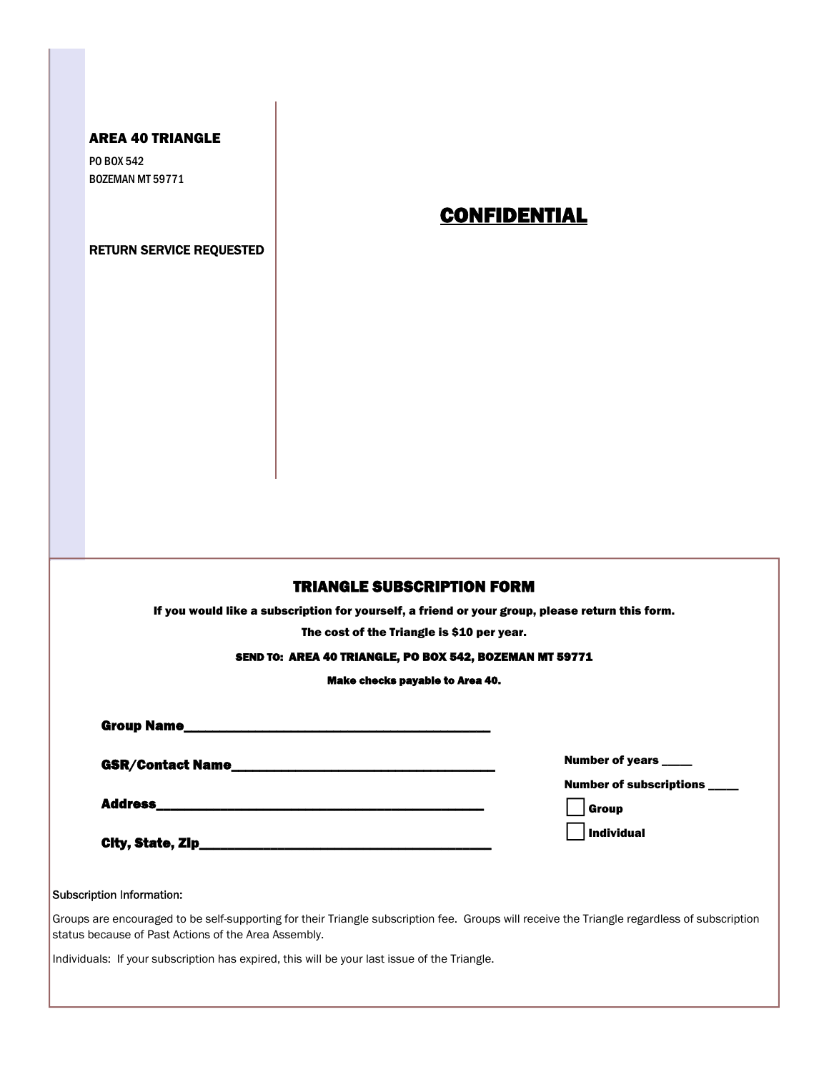**AREA 40 TRIANGLE**

PO BOX 542
BOZEMAN MT 59771

**RETURN SERVICE REQUESTED**

**CONFIDENTIAL**

## TRIANGLE SUBSCRIPTION FORM

**If you would like a subscription for yourself, a friend or your group, please return this form.**

**The cost of the Triangle is $10 per year.**

**SEND TO: AREA 40 TRIANGLE, PO BOX 542, BOZEMAN MT 59771**

**Make checks payable to Area 40.**

**Group Name**___________________________________________

**GSR/Contact Name**____________________________________

**Address**_____________________________________________

**City, State, Zip**_________________________________________

**Number of years** _____

**Number of subscriptions** _____

☐ **Group**

☐ **Individual**

Subscription Information:

Groups are encouraged to be self-supporting for their Triangle subscription fee. Groups will receive the Triangle regardless of subscription status because of Past Actions of the Area Assembly.

Individuals: If your subscription has expired, this will be your last issue of the Triangle.